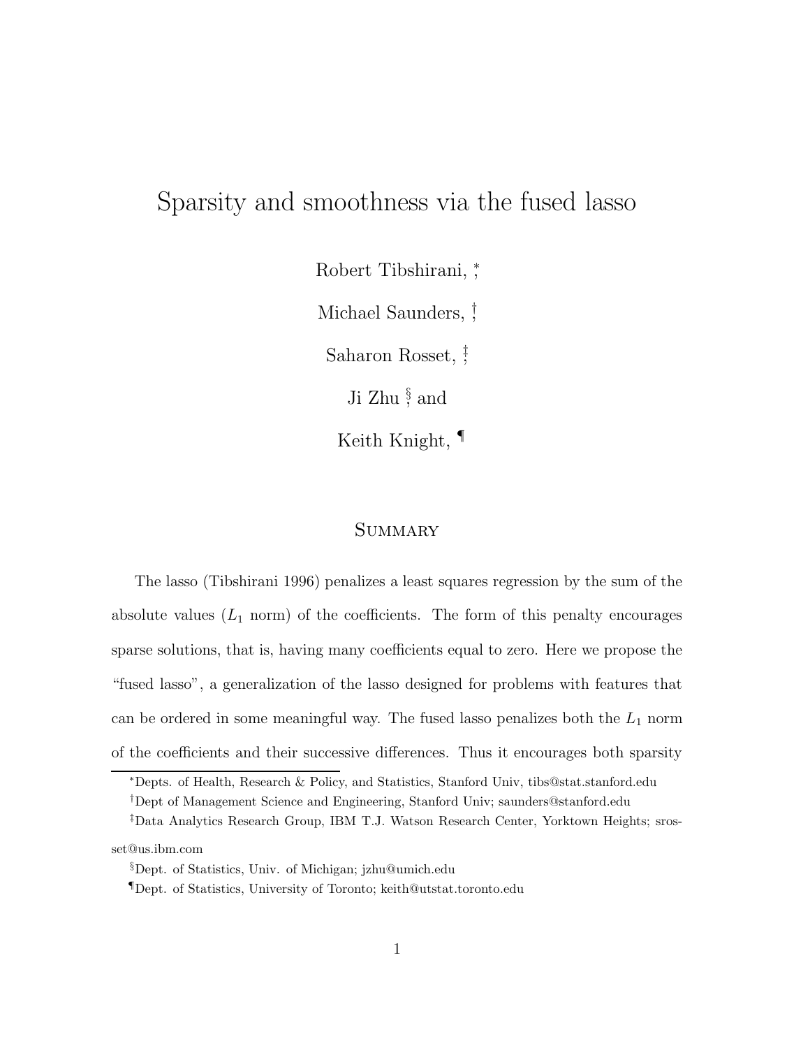# Sparsity and smoothness via the fused lasso

Robert Tibshirani, [*]

Michael Saunders, [†]

Saharon Rosset, [‡]

Ji Zhu [§] and

Keith Knight, [¶]

## Summary

The lasso (Tibshirani 1996) penalizes a least squares regression by the sum of the absolute values ($L_1$ norm) of the coefficients. The form of this penalty encourages sparse solutions, that is, having many coefficients equal to zero. Here we propose the "fused lasso", a generalization of the lasso designed for problems with features that can be ordered in some meaningful way. The fused lasso penalizes both the $L_1$ norm of the coefficients and their successive differences. Thus it encourages both sparsity

---

[*] Depts. of Health, Research & Policy, and Statistics, Stanford Univ, tibs@stat.stanford.edu

[†] Dept of Management Science and Engineering, Stanford Univ; saunders@stanford.edu

[‡] Data Analytics Research Group, IBM T.J. Watson Research Center, Yorktown Heights; srosset@us.ibm.com

[§] Dept. of Statistics, Univ. of Michigan; jzhu@umich.edu

[¶] Dept. of Statistics, University of Toronto; keith@utstat.toronto.edu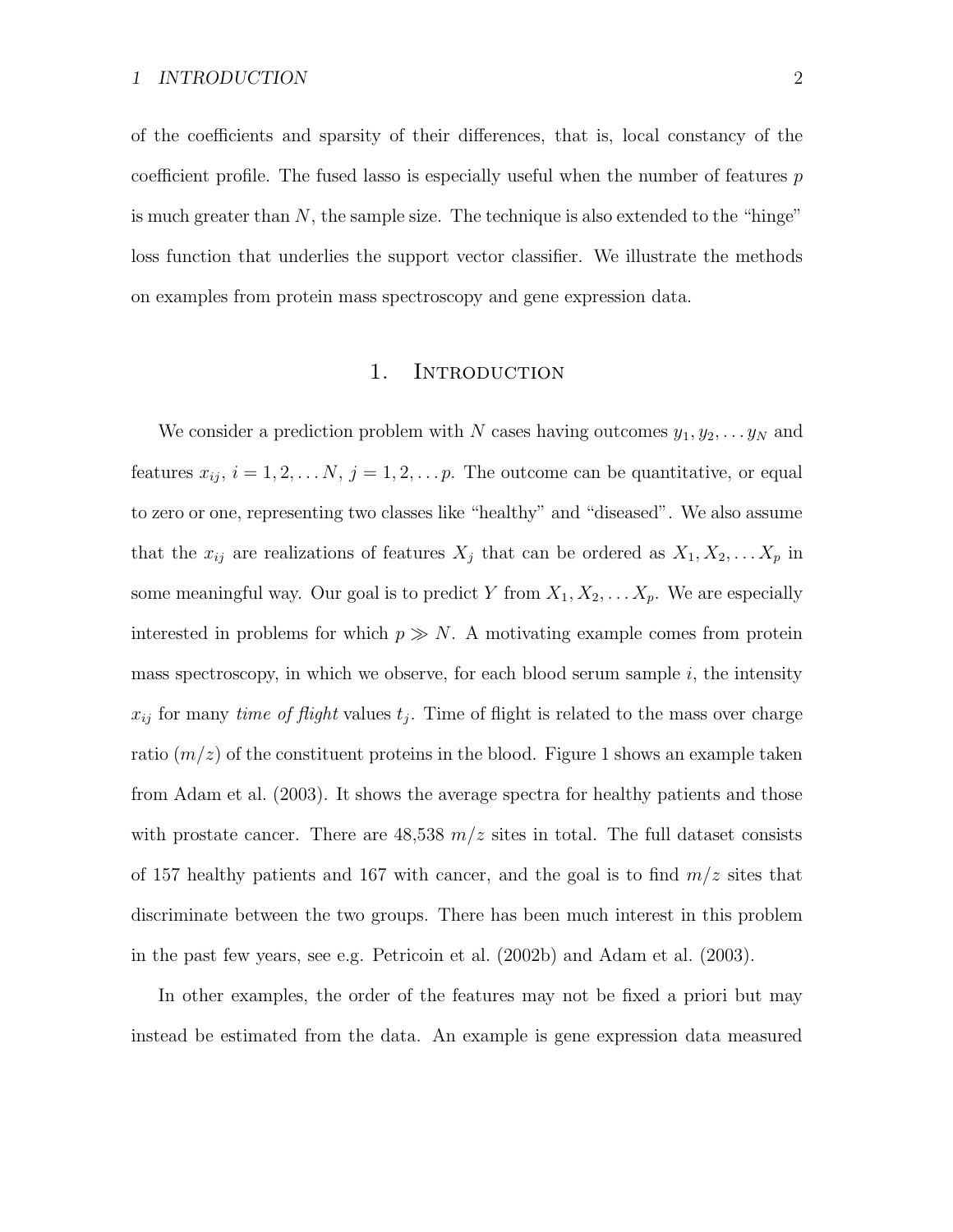of the coefficients and sparsity of their differences, that is, local constancy of the coefficient profile. The fused lasso is especially useful when the number of features $p$ is much greater than $N$, the sample size. The technique is also extended to the "hinge" loss function that underlies the support vector classifier. We illustrate the methods on examples from protein mass spectroscopy and gene expression data.

## 1. Introduction

We consider a prediction problem with $N$ cases having outcomes $y_1, y_2, \dots y_N$ and features $x_{ij}$, $i = 1, 2, \dots N$, $j = 1, 2, \dots p$. The outcome can be quantitative, or equal to zero or one, representing two classes like "healthy" and "diseased". We also assume that the $x_{ij}$ are realizations of features $X_j$ that can be ordered as $X_1, X_2, \dots X_p$ in some meaningful way. Our goal is to predict $Y$ from $X_1, X_2, \dots X_p$. We are especially interested in problems for which $p \gg N$. A motivating example comes from protein mass spectroscopy, in which we observe, for each blood serum sample $i$, the intensity $x_{ij}$ for many *time of flight* values $t_j$. Time of flight is related to the mass over charge ratio ($m/z$) of the constituent proteins in the blood. Figure 1 shows an example taken from Adam et al. (2003). It shows the average spectra for healthy patients and those with prostate cancer. There are 48,538 $m/z$ sites in total. The full dataset consists of 157 healthy patients and 167 with cancer, and the goal is to find $m/z$ sites that discriminate between the two groups. There has been much interest in this problem in the past few years, see e.g. Petricoin et al. (2002b) and Adam et al. (2003).

In other examples, the order of the features may not be fixed a priori but may instead be estimated from the data. An example is gene expression data measured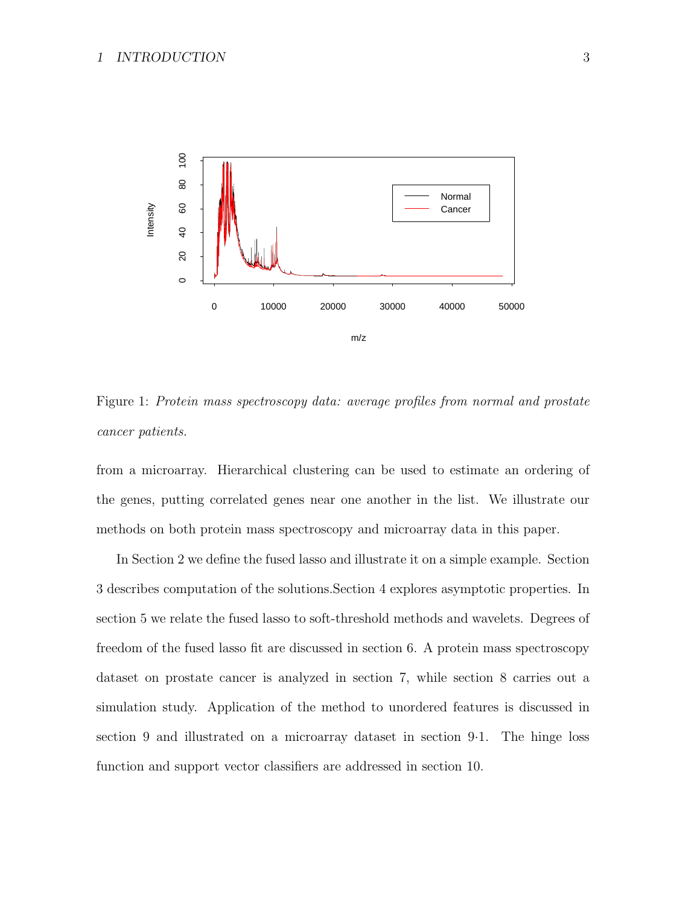Figure 1: *Protein mass spectroscopy data: average profiles from normal and prostate cancer patients.*

from a microarray. Hierarchical clustering can be used to estimate an ordering of the genes, putting correlated genes near one another in the list. We illustrate our methods on both protein mass spectroscopy and microarray data in this paper.

In Section 2 we define the fused lasso and illustrate it on a simple example. Section 3 describes computation of the solutions.Section 4 explores asymptotic properties. In section 5 we relate the fused lasso to soft-threshold methods and wavelets. Degrees of freedom of the fused lasso fit are discussed in section 6. A protein mass spectroscopy dataset on prostate cancer is analyzed in section 7, while section 8 carries out a simulation study. Application of the method to unordered features is discussed in section 9 and illustrated on a microarray dataset in section 9·1. The hinge loss function and support vector classifiers are addressed in section 10.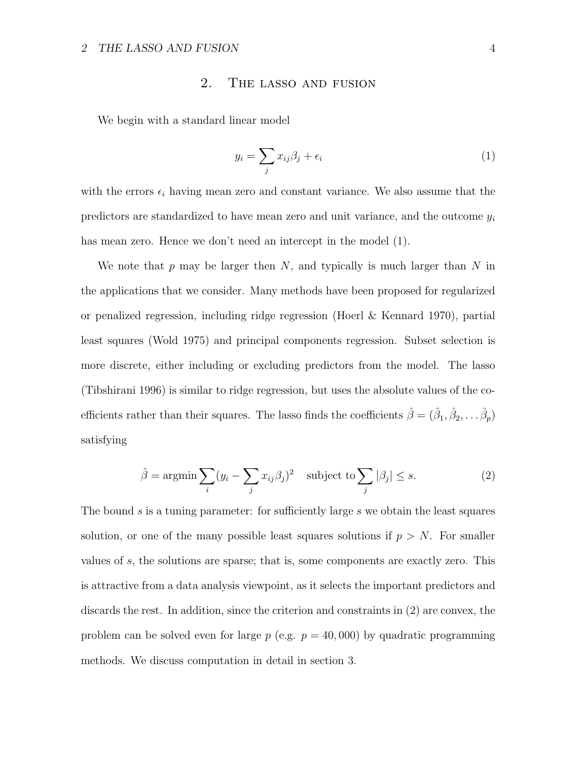## 2. The lasso and fusion

We begin with a standard linear model

$$y_i = \sum_j x_{ij}\beta_j + \epsilon_i \tag{1}$$

with the errors $\epsilon_i$ having mean zero and constant variance. We also assume that the predictors are standardized to have mean zero and unit variance, and the outcome $y_i$ has mean zero. Hence we don't need an intercept in the model (1).

We note that $p$ may be larger then $N$, and typically is much larger than $N$ in the applications that we consider. Many methods have been proposed for regularized or penalized regression, including ridge regression (Hoerl & Kennard 1970), partial least squares (Wold 1975) and principal components regression. Subset selection is more discrete, either including or excluding predictors from the model. The lasso (Tibshirani 1996) is similar to ridge regression, but uses the absolute values of the coefficients rather than their squares. The lasso finds the coefficients $\hat{\beta} = (\hat{\beta}_1, \hat{\beta}_2, \ldots \hat{\beta}_p)$ satisfying

$$\hat{\beta} = \text{argmin} \sum_i (y_i - \sum_j x_{ij}\beta_j)^2 \quad \text{subject to} \sum_j |\beta_j| \leq s. \tag{2}$$

The bound $s$ is a tuning parameter: for sufficiently large $s$ we obtain the least squares solution, or one of the many possible least squares solutions if $p > N$. For smaller values of $s$, the solutions are sparse; that is, some components are exactly zero. This is attractive from a data analysis viewpoint, as it selects the important predictors and discards the rest. In addition, since the criterion and constraints in (2) are convex, the problem can be solved even for large $p$ (e.g. $p = 40,000$) by quadratic programming methods. We discuss computation in detail in section 3.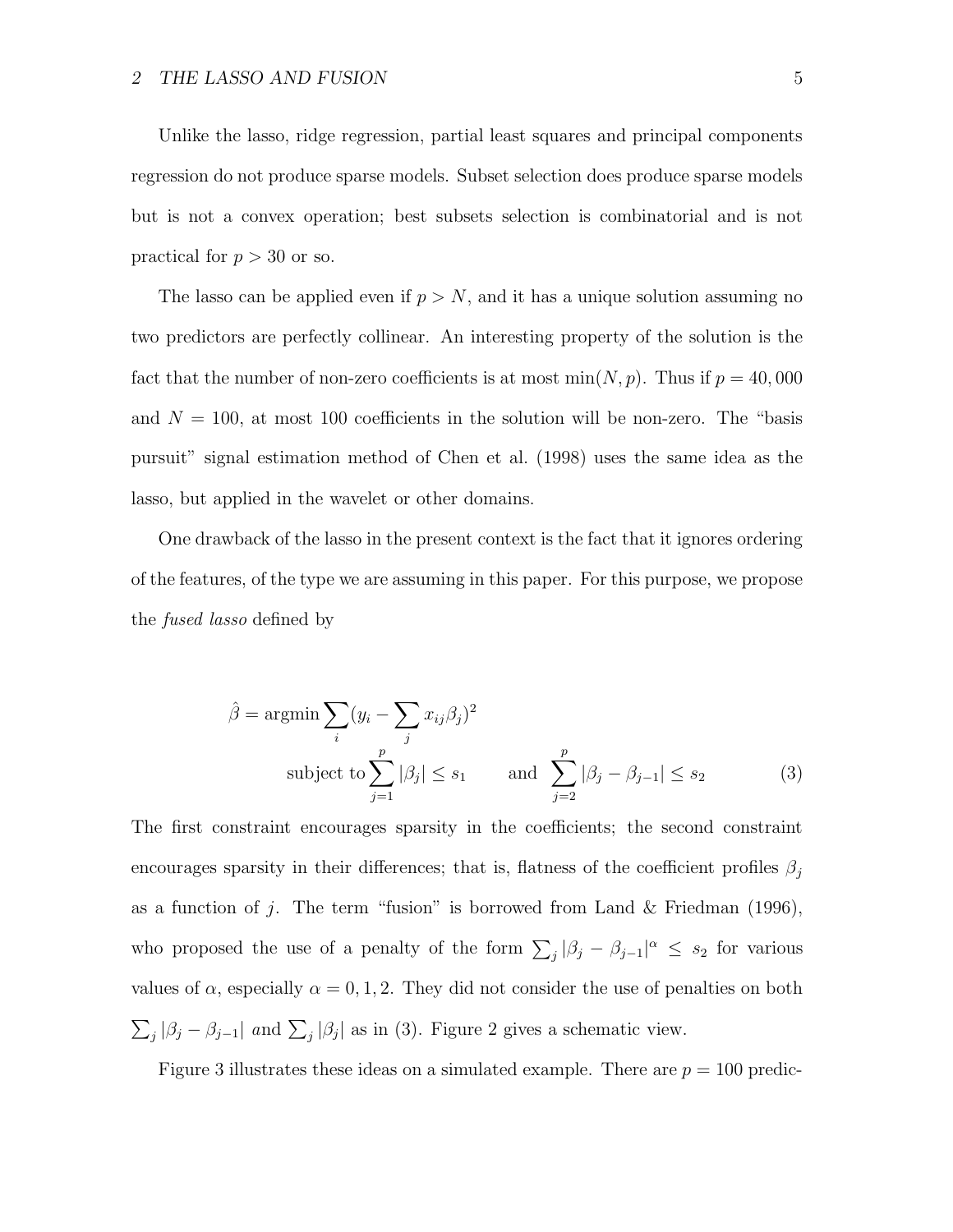Unlike the lasso, ridge regression, partial least squares and principal components regression do not produce sparse models. Subset selection does produce sparse models but is not a convex operation; best subsets selection is combinatorial and is not practical for $p > 30$ or so.

The lasso can be applied even if $p > N$, and it has a unique solution assuming no two predictors are perfectly collinear. An interesting property of the solution is the fact that the number of non-zero coefficients is at most $\min(N, p)$. Thus if $p = 40,000$ and $N = 100$, at most 100 coefficients in the solution will be non-zero. The "basis pursuit" signal estimation method of Chen et al. (1998) uses the same idea as the lasso, but applied in the wavelet or other domains.

One drawback of the lasso in the present context is the fact that it ignores ordering of the features, of the type we are assuming in this paper. For this purpose, we propose the *fused lasso* defined by

$$\hat{\beta} = \text{argmin} \sum_i (y_i - \sum_j x_{ij}\beta_j)^2$$
$$\text{subject to} \sum_{j=1}^{p} |\beta_j| \leq s_1 \qquad \text{and} \quad \sum_{j=2}^{p} |\beta_j - \beta_{j-1}| \leq s_2 \tag{3}$$

The first constraint encourages sparsity in the coefficients; the second constraint encourages sparsity in their differences; that is, flatness of the coefficient profiles $\beta_j$ as a function of $j$. The term "fusion" is borrowed from Land & Friedman (1996), who proposed the use of a penalty of the form $\sum_j |\beta_j - \beta_{j-1}|^\alpha \leq s_2$ for various values of $\alpha$, especially $\alpha = 0, 1, 2$. They did not consider the use of penalties on both $\sum_j |\beta_j - \beta_{j-1}|$ *and* $\sum_j |\beta_j|$ as in (3). Figure 2 gives a schematic view.

Figure 3 illustrates these ideas on a simulated example. There are $p = 100$ predic-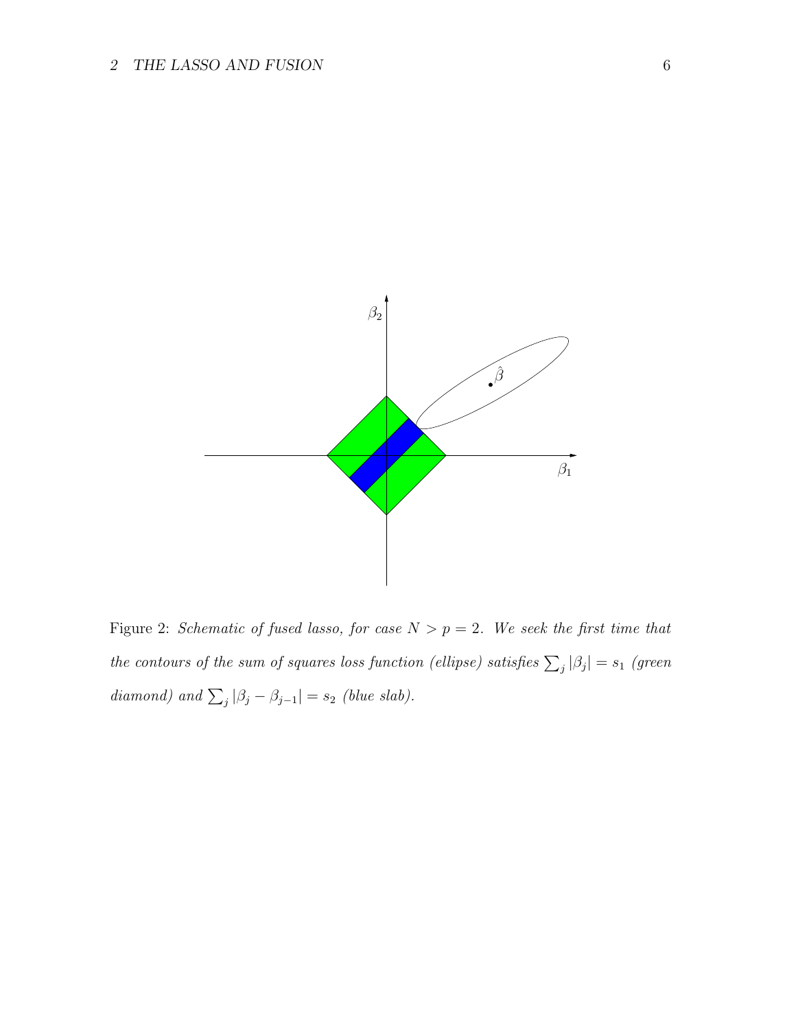Figure 2: *Schematic of fused lasso, for case $N > p = 2$. We seek the first time that the contours of the sum of squares loss function (ellipse) satisfies $\sum_j |\beta_j| = s_1$ (green diamond) and $\sum_j |\beta_j - \beta_{j-1}| = s_2$ (blue slab).*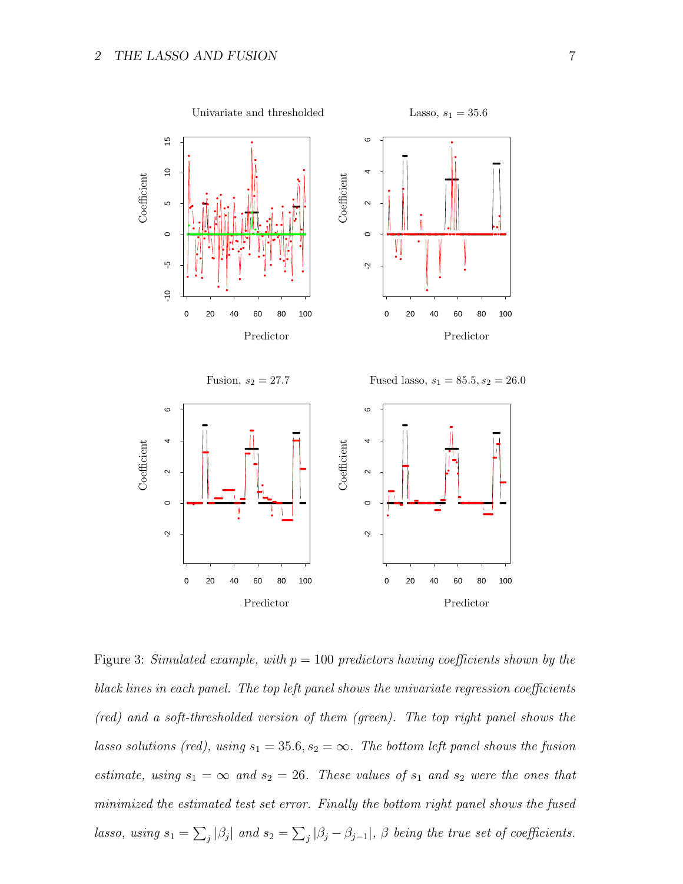Figure 3: *Simulated example, with $p = 100$ predictors having coefficients shown by the black lines in each panel. The top left panel shows the univariate regression coefficients (red) and a soft-thresholded version of them (green). The top right panel shows the lasso solutions (red), using $s_1 = 35.6, s_2 = \infty$. The bottom left panel shows the fusion estimate, using $s_1 = \infty$ and $s_2 = 26$. These values of $s_1$ and $s_2$ were the ones that minimized the estimated test set error. Finally the bottom right panel shows the fused lasso, using $s_1 = \sum_j |\beta_j|$ and $s_2 = \sum_j |\beta_j - \beta_{j-1}|$, $\beta$ being the true set of coefficients.*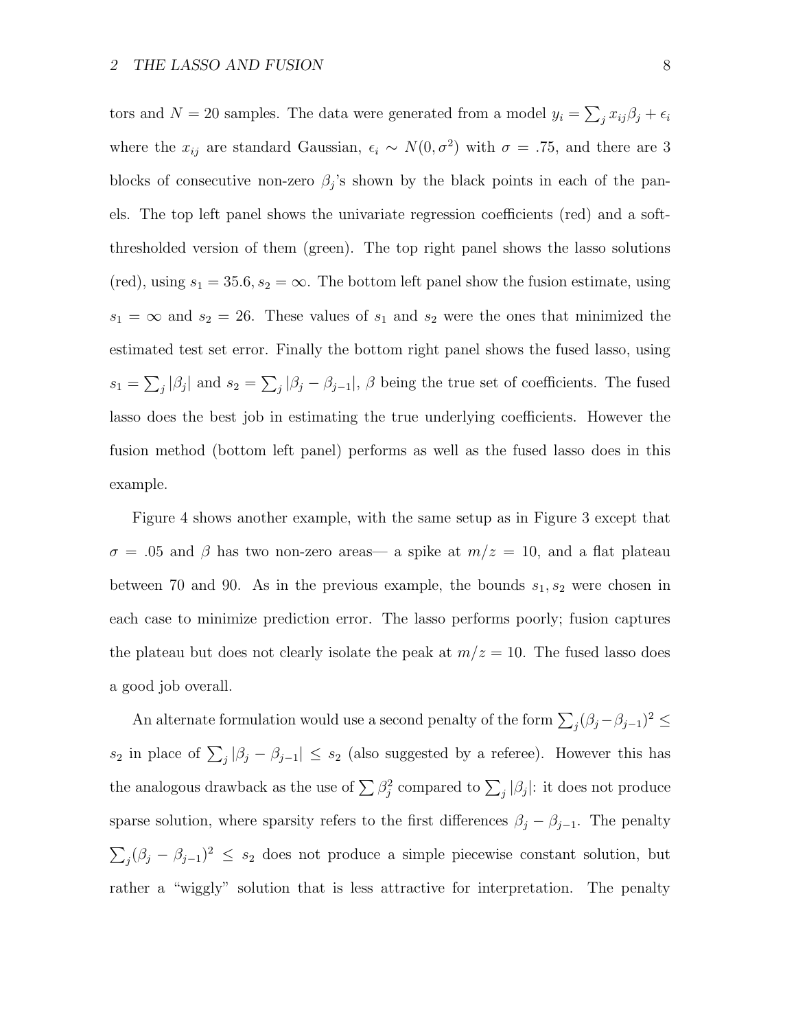tors and $N = 20$ samples. The data were generated from a model $y_i = \sum_j x_{ij}\beta_j + \epsilon_i$ where the $x_{ij}$ are standard Gaussian, $\epsilon_i \sim N(0, \sigma^2)$ with $\sigma = .75$, and there are 3 blocks of consecutive non-zero $\beta_j$'s shown by the black points in each of the panels. The top left panel shows the univariate regression coefficients (red) and a soft-thresholded version of them (green). The top right panel shows the lasso solutions (red), using $s_1 = 35.6, s_2 = \infty$. The bottom left panel show the fusion estimate, using $s_1 = \infty$ and $s_2 = 26$. These values of $s_1$ and $s_2$ were the ones that minimized the estimated test set error. Finally the bottom right panel shows the fused lasso, using $s_1 = \sum_j |\beta_j|$ and $s_2 = \sum_j |\beta_j - \beta_{j-1}|$, $\beta$ being the true set of coefficients. The fused lasso does the best job in estimating the true underlying coefficients. However the fusion method (bottom left panel) performs as well as the fused lasso does in this example.

Figure 4 shows another example, with the same setup as in Figure 3 except that $\sigma = .05$ and $\beta$ has two non-zero areas— a spike at $m/z = 10$, and a flat plateau between 70 and 90. As in the previous example, the bounds $s_1, s_2$ were chosen in each case to minimize prediction error. The lasso performs poorly; fusion captures the plateau but does not clearly isolate the peak at $m/z = 10$. The fused lasso does a good job overall.

An alternate formulation would use a second penalty of the form $\sum_j (\beta_j - \beta_{j-1})^2 \leq s_2$ in place of $\sum_j |\beta_j - \beta_{j-1}| \leq s_2$ (also suggested by a referee). However this has the analogous drawback as the use of $\sum \beta_j^2$ compared to $\sum_j |\beta_j|$: it does not produce sparse solution, where sparsity refers to the first differences $\beta_j - \beta_{j-1}$. The penalty $\sum_j (\beta_j - \beta_{j-1})^2 \leq s_2$ does not produce a simple piecewise constant solution, but rather a "wiggly" solution that is less attractive for interpretation. The penalty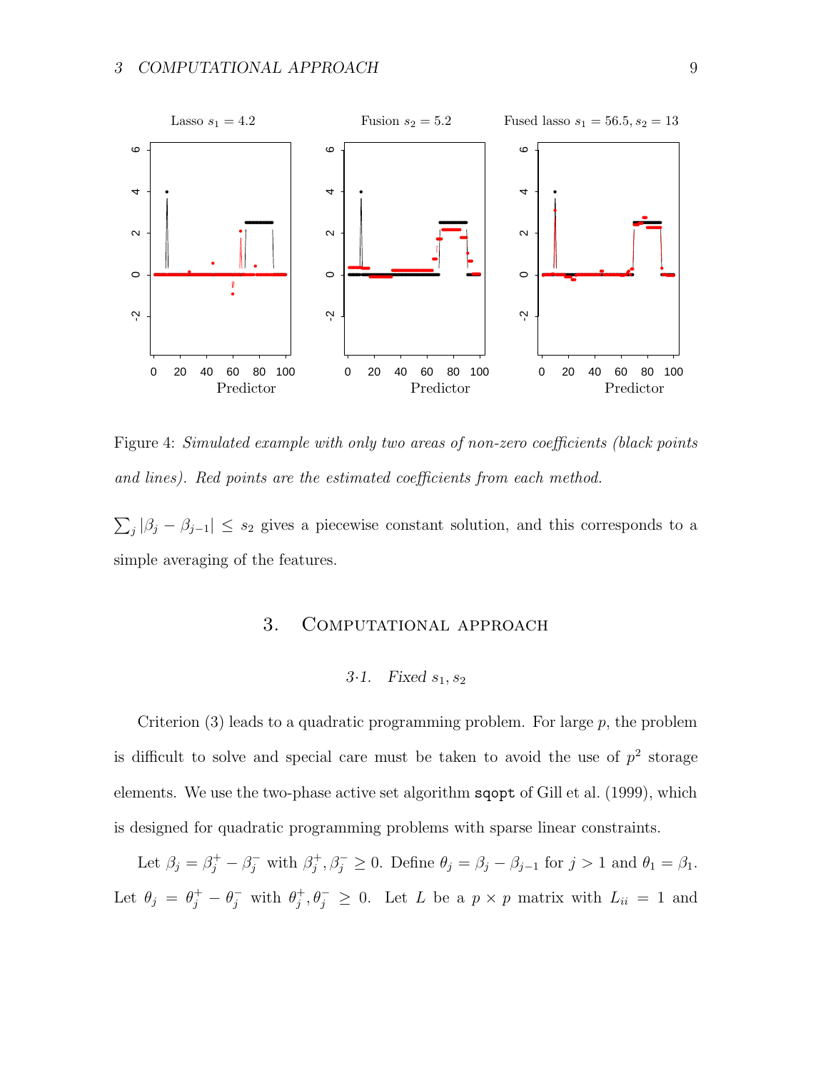Figure 4: *Simulated example with only two areas of non-zero coefficients (black points and lines). Red points are the estimated coefficients from each method.*

$\sum_j |\beta_j - \beta_{j-1}| \leq s_2$ gives a piecewise constant solution, and this corresponds to a simple averaging of the features.

## 3. Computational approach

### 3·1. *Fixed $s_1, s_2$*

Criterion (3) leads to a quadratic programming problem. For large $p$, the problem is difficult to solve and special care must be taken to avoid the use of $p^2$ storage elements. We use the two-phase active set algorithm `sqopt` of Gill et al. (1999), which is designed for quadratic programming problems with sparse linear constraints.

Let $\beta_j = \beta_j^+ - \beta_j^-$ with $\beta_j^+, \beta_j^- \geq 0$. Define $\theta_j = \beta_j - \beta_{j-1}$ for $j > 1$ and $\theta_1 = \beta_1$. Let $\theta_j = \theta_j^+ - \theta_j^-$ with $\theta_j^+, \theta_j^- \geq 0$. Let $L$ be a $p \times p$ matrix with $L_{ii} = 1$ and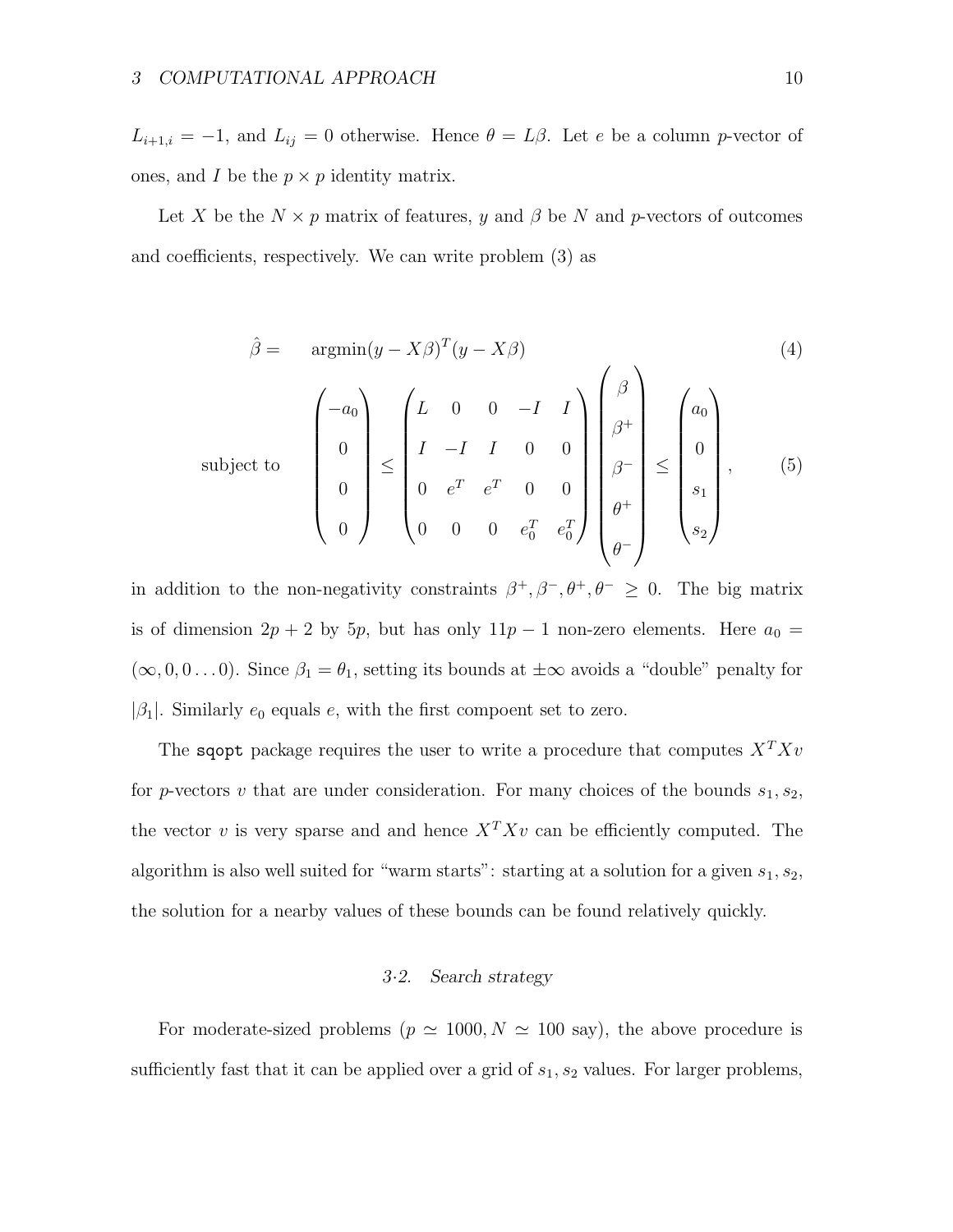$L_{i+1,i} = -1$, and $L_{ij} = 0$ otherwise. Hence $\theta = L\beta$. Let $e$ be a column $p$-vector of ones, and $I$ be the $p \times p$ identity matrix.

Let $X$ be the $N \times p$ matrix of features, $y$ and $\beta$ be $N$ and $p$-vectors of outcomes and coefficients, respectively. We can write problem (3) as

$$\hat{\beta} = \quad \text{argmin}(y - X\beta)^T(y - X\beta) \tag{4}$$

$$\text{subject to} \quad \begin{pmatrix} -a_0 \\ 0 \\ 0 \\ 0 \end{pmatrix} \leq \begin{pmatrix} L & 0 & 0 & -I & I \\ I & -I & I & 0 & 0 \\ 0 & e^T & e^T & 0 & 0 \\ 0 & 0 & 0 & e_0^T & e_0^T \end{pmatrix} \begin{pmatrix} \beta \\ \beta^+ \\ \beta^- \\ \theta^+ \\ \theta^- \end{pmatrix} \leq \begin{pmatrix} a_0 \\ 0 \\ s_1 \\ s_2 \end{pmatrix}, \tag{5}$$

in addition to the non-negativity constraints $\beta^+, \beta^-, \theta^+, \theta^- \geq 0$. The big matrix is of dimension $2p + 2$ by $5p$, but has only $11p - 1$ non-zero elements. Here $a_0 = (\infty, 0, 0 \ldots 0)$. Since $\beta_1 = \theta_1$, setting its bounds at $\pm\infty$ avoids a "double" penalty for $|\beta_1|$. Similarly $e_0$ equals $e$, with the first compoent set to zero.

The `sqopt` package requires the user to write a procedure that computes $X^T X v$ for $p$-vectors $v$ that are under consideration. For many choices of the bounds $s_1, s_2$, the vector $v$ is very sparse and and hence $X^T X v$ can be efficiently computed. The algorithm is also well suited for "warm starts": starting at a solution for a given $s_1, s_2$, the solution for a nearby values of these bounds can be found relatively quickly.

### 3·2. *Search strategy*

For moderate-sized problems ($p \simeq 1000, N \simeq 100$ say), the above procedure is sufficiently fast that it can be applied over a grid of $s_1, s_2$ values. For larger problems,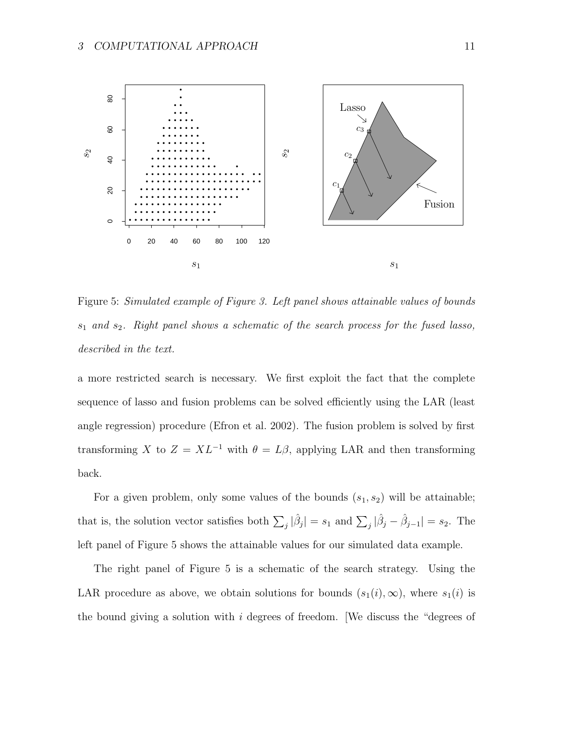Figure 5: *Simulated example of Figure 3. Left panel shows attainable values of bounds $s_1$ and $s_2$. Right panel shows a schematic of the search process for the fused lasso, described in the text.*

a more restricted search is necessary. We first exploit the fact that the complete sequence of lasso and fusion problems can be solved efficiently using the LAR (least angle regression) procedure (Efron et al. 2002). The fusion problem is solved by first transforming $X$ to $Z = XL^{-1}$ with $\theta = L\beta$, applying LAR and then transforming back.

For a given problem, only some values of the bounds $(s_1, s_2)$ will be attainable; that is, the solution vector satisfies both $\sum_j |\hat{\beta}_j| = s_1$ and $\sum_j |\hat{\beta}_j - \hat{\beta}_{j-1}| = s_2$. The left panel of Figure 5 shows the attainable values for our simulated data example.

The right panel of Figure 5 is a schematic of the search strategy. Using the LAR procedure as above, we obtain solutions for bounds $(s_1(i), \infty)$, where $s_1(i)$ is the bound giving a solution with $i$ degrees of freedom. [We discuss the "degrees of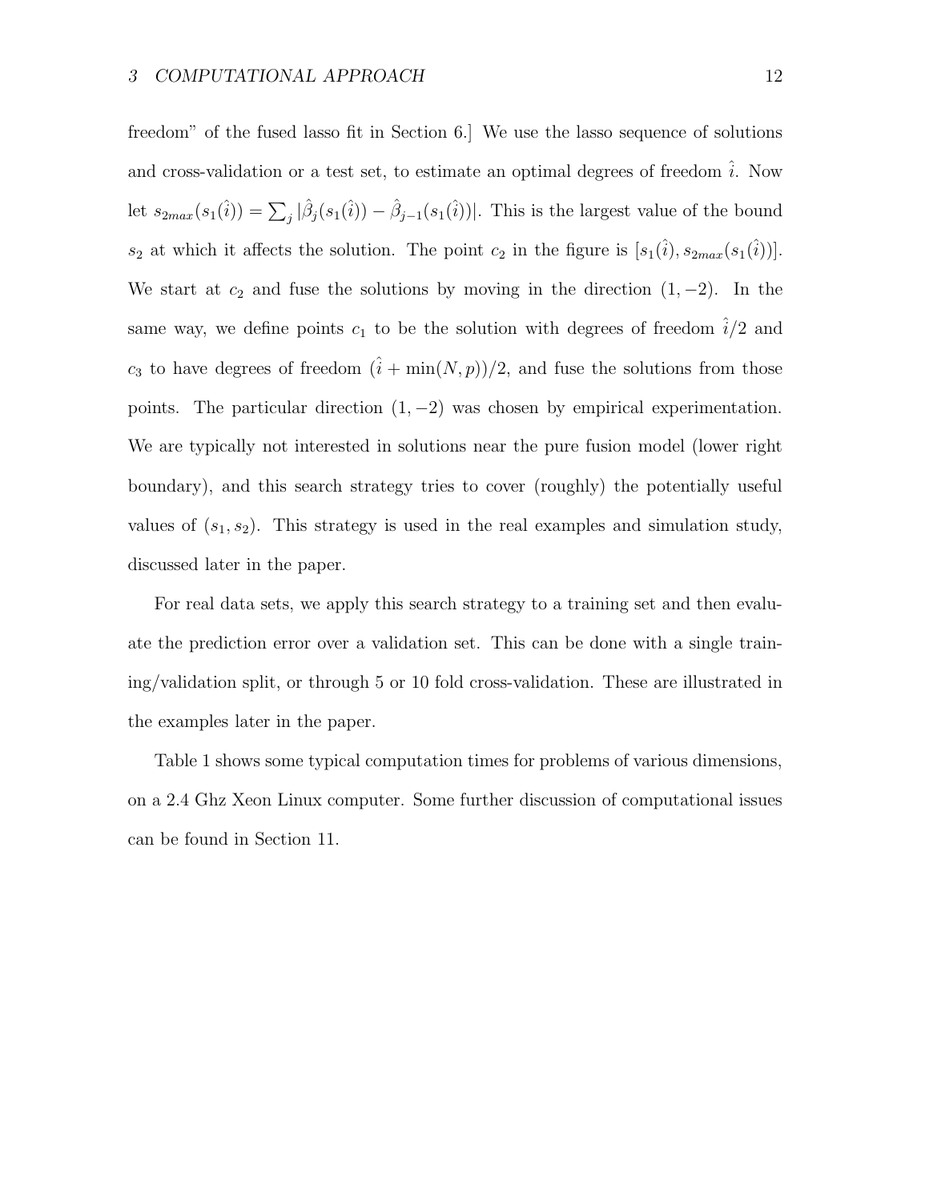freedom" of the fused lasso fit in Section 6.] We use the lasso sequence of solutions and cross-validation or a test set, to estimate an optimal degrees of freedom $\hat{i}$. Now let $s_{2max}(s_1(\hat{i})) = \sum_j |\hat{\beta}_j(s_1(\hat{i})) - \hat{\beta}_{j-1}(s_1(\hat{i}))|$. This is the largest value of the bound $s_2$ at which it affects the solution. The point $c_2$ in the figure is $[s_1(\hat{i}), s_{2max}(s_1(\hat{i}))]$. We start at $c_2$ and fuse the solutions by moving in the direction $(1, -2)$. In the same way, we define points $c_1$ to be the solution with degrees of freedom $\hat{i}/2$ and $c_3$ to have degrees of freedom $(\hat{i} + \min(N, p))/2$, and fuse the solutions from those points. The particular direction $(1, -2)$ was chosen by empirical experimentation. We are typically not interested in solutions near the pure fusion model (lower right boundary), and this search strategy tries to cover (roughly) the potentially useful values of $(s_1, s_2)$. This strategy is used in the real examples and simulation study, discussed later in the paper.

For real data sets, we apply this search strategy to a training set and then evaluate the prediction error over a validation set. This can be done with a single training/validation split, or through 5 or 10 fold cross-validation. These are illustrated in the examples later in the paper.

Table 1 shows some typical computation times for problems of various dimensions, on a 2.4 Ghz Xeon Linux computer. Some further discussion of computational issues can be found in Section 11.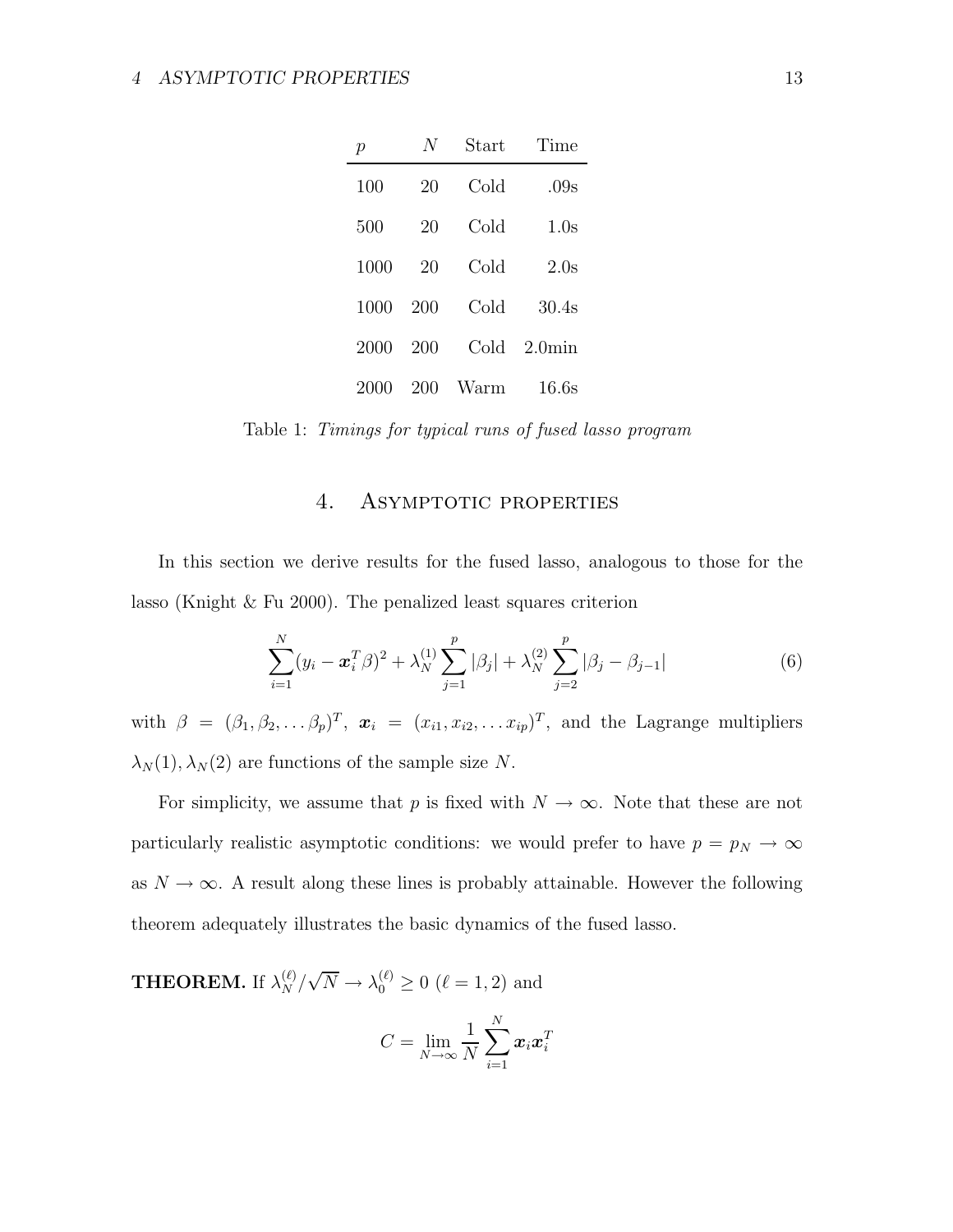| $p$ | $N$ | Start | Time |
|---|---|---|---|
| 100 | 20 | Cold | .09s |
| 500 | 20 | Cold | 1.0s |
| 1000 | 20 | Cold | 2.0s |
| 1000 | 200 | Cold | 30.4s |
| 2000 | 200 | Cold | 2.0min |
| 2000 | 200 | Warm | 16.6s |

Table 1: *Timings for typical runs of fused lasso program*

## 4. Asymptotic properties

In this section we derive results for the fused lasso, analogous to those for the lasso (Knight & Fu 2000). The penalized least squares criterion

$$\sum_{i=1}^{N}(y_i - \boldsymbol{x}_i^T\beta)^2 + \lambda_N^{(1)}\sum_{j=1}^{p}|\beta_j| + \lambda_N^{(2)}\sum_{j=2}^{p}|\beta_j - \beta_{j-1}| \tag{6}$$

with $\beta = (\beta_1, \beta_2, \ldots \beta_p)^T$, $\boldsymbol{x}_i = (x_{i1}, x_{i2}, \ldots x_{ip})^T$, and the Lagrange multipliers $\lambda_N(1), \lambda_N(2)$ are functions of the sample size $N$.

For simplicity, we assume that $p$ is fixed with $N \to \infty$. Note that these are not particularly realistic asymptotic conditions: we would prefer to have $p = p_N \to \infty$ as $N \to \infty$. A result along these lines is probably attainable. However the following theorem adequately illustrates the basic dynamics of the fused lasso.

**THEOREM.** If $\lambda_N^{(\ell)}/\sqrt{N} \to \lambda_0^{(\ell)} \geq 0$ ($\ell = 1, 2$) and

$$C = \lim_{N\to\infty} \frac{1}{N}\sum_{i=1}^{N}\boldsymbol{x}_i\boldsymbol{x}_i^T$$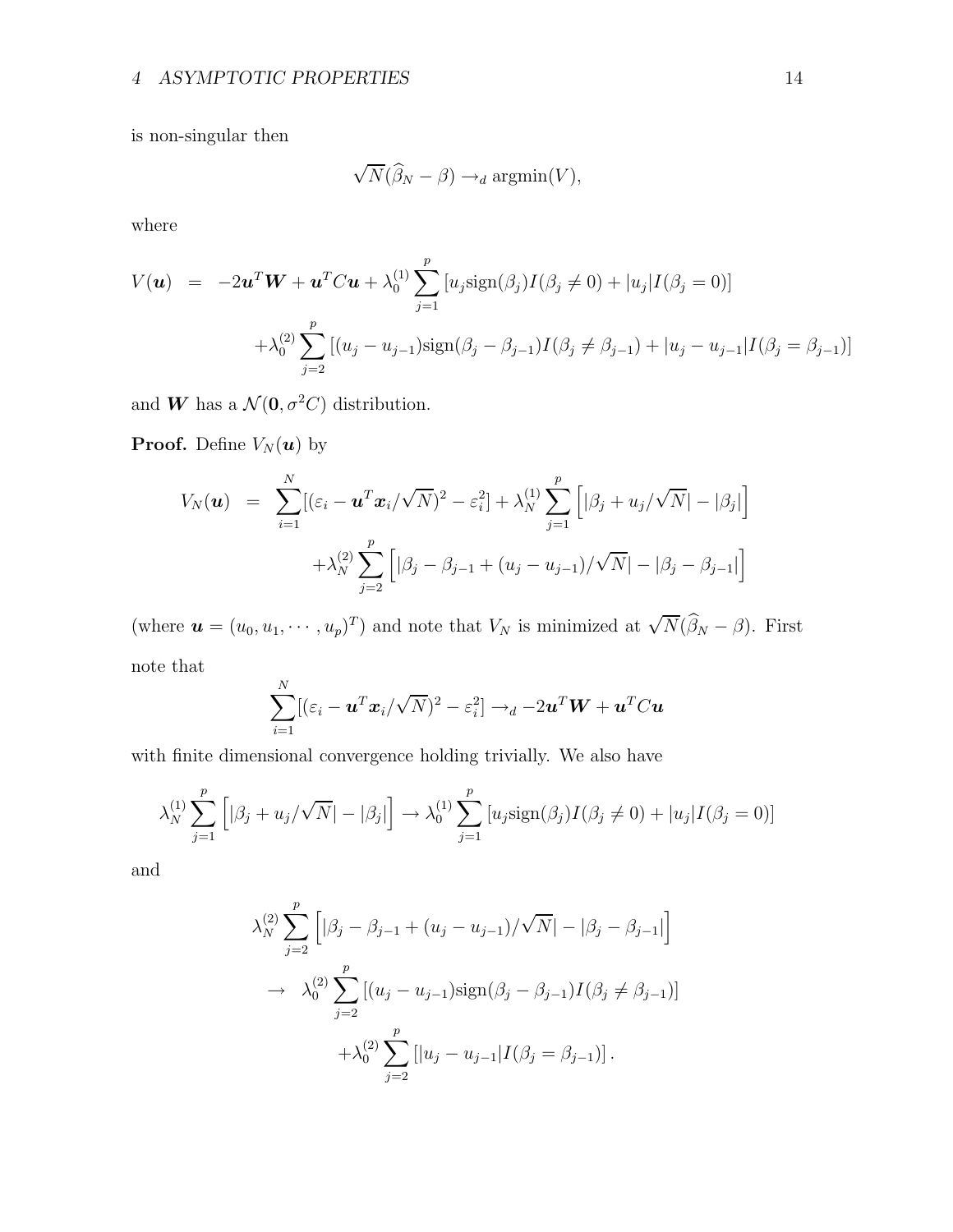is non-singular then

$$\sqrt{N}(\widehat{\beta}_N - \beta) \to_d \text{argmin}(V),$$

where

$$\begin{aligned} V(\boldsymbol{u}) &= -2\boldsymbol{u}^T\boldsymbol{W} + \boldsymbol{u}^T C\boldsymbol{u} + \lambda_0^{(1)} \sum_{j=1}^{p} \left[ u_j \text{sign}(\beta_j) I(\beta_j \neq 0) + |u_j| I(\beta_j = 0) \right] \\ &\quad + \lambda_0^{(2)} \sum_{j=2}^{p} \left[ (u_j - u_{j-1}) \text{sign}(\beta_j - \beta_{j-1}) I(\beta_j \neq \beta_{j-1}) + |u_j - u_{j-1}| I(\beta_j = \beta_{j-1}) \right] \end{aligned}$$

and $\boldsymbol{W}$ has a $\mathcal{N}(\boldsymbol{0}, \sigma^2 C)$ distribution.

**Proof.** Define $V_N(\boldsymbol{u})$ by

$$\begin{aligned} V_N(\boldsymbol{u}) &= \sum_{i=1}^{N} [(\varepsilon_i - \boldsymbol{u}^T\boldsymbol{x}_i/\sqrt{N})^2 - \varepsilon_i^2] + \lambda_N^{(1)} \sum_{j=1}^{p} \left[ |\beta_j + u_j/\sqrt{N}| - |\beta_j| \right] \\ &\quad + \lambda_N^{(2)} \sum_{j=2}^{p} \left[ |\beta_j - \beta_{j-1} + (u_j - u_{j-1})/\sqrt{N}| - |\beta_j - \beta_{j-1}| \right] \end{aligned}$$

(where $\boldsymbol{u} = (u_0, u_1, \cdots, u_p)^T$) and note that $V_N$ is minimized at $\sqrt{N}(\widehat{\beta}_N - \beta)$. First note that

$$\sum_{i=1}^{N} [(\varepsilon_i - \boldsymbol{u}^T\boldsymbol{x}_i/\sqrt{N})^2 - \varepsilon_i^2] \to_d -2\boldsymbol{u}^T\boldsymbol{W} + \boldsymbol{u}^T C\boldsymbol{u}$$

with finite dimensional convergence holding trivially. We also have

$$\lambda_N^{(1)} \sum_{j=1}^{p} \left[ |\beta_j + u_j/\sqrt{N}| - |\beta_j| \right] \to \lambda_0^{(1)} \sum_{j=1}^{p} \left[ u_j \text{sign}(\beta_j) I(\beta_j \neq 0) + |u_j| I(\beta_j = 0) \right]$$

and

$$\begin{aligned} &\lambda_N^{(2)} \sum_{j=2}^{p} \left[ |\beta_j - \beta_{j-1} + (u_j - u_{j-1})/\sqrt{N}| - |\beta_j - \beta_{j-1}| \right] \\ &\to \lambda_0^{(2)} \sum_{j=2}^{p} \left[ (u_j - u_{j-1}) \text{sign}(\beta_j - \beta_{j-1}) I(\beta_j \neq \beta_{j-1}) \right] \\ &\quad + \lambda_0^{(2)} \sum_{j=2}^{p} \left[ |u_j - u_{j-1}| I(\beta_j = \beta_{j-1}) \right]. \end{aligned}$$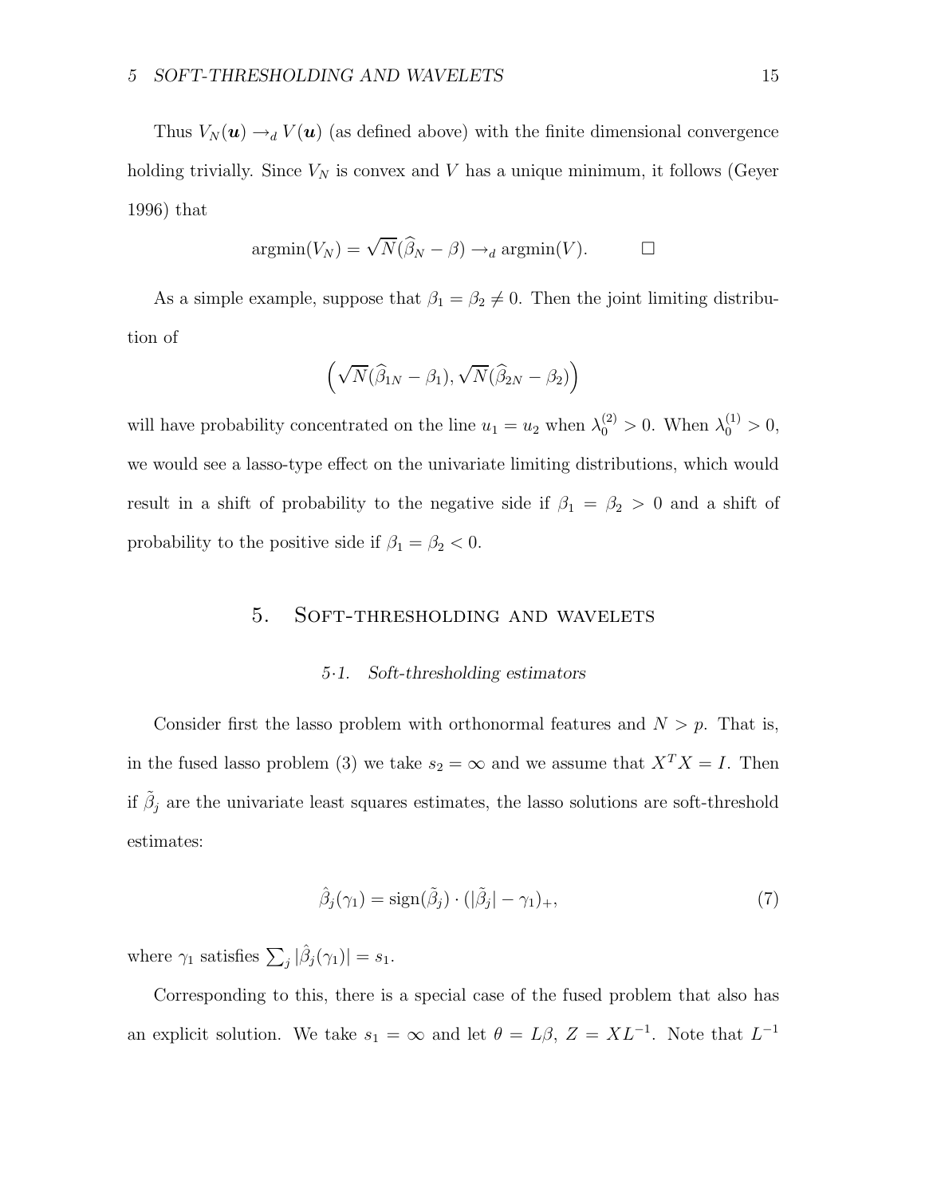Thus $V_N(\boldsymbol{u}) \to_d V(\boldsymbol{u})$ (as defined above) with the finite dimensional convergence holding trivially. Since $V_N$ is convex and $V$ has a unique minimum, it follows (Geyer 1996) that

$$\text{argmin}(V_N) = \sqrt{N}(\widehat{\beta}_N - \beta) \to_d \text{argmin}(V). \qquad \square$$

As a simple example, suppose that $\beta_1 = \beta_2 \neq 0$. Then the joint limiting distribution of

$$\left(\sqrt{N}(\widehat{\beta}_{1N} - \beta_1), \sqrt{N}(\widehat{\beta}_{2N} - \beta_2)\right)$$

will have probability concentrated on the line $u_1 = u_2$ when $\lambda_0^{(2)} > 0$. When $\lambda_0^{(1)} > 0$, we would see a lasso-type effect on the univariate limiting distributions, which would result in a shift of probability to the negative side if $\beta_1 = \beta_2 > 0$ and a shift of probability to the positive side if $\beta_1 = \beta_2 < 0$.

## 5. Soft-thresholding and wavelets

### 5·1. *Soft-thresholding estimators*

Consider first the lasso problem with orthonormal features and $N > p$. That is, in the fused lasso problem (3) we take $s_2 = \infty$ and we assume that $X^T X = I$. Then if $\tilde{\beta}_j$ are the univariate least squares estimates, the lasso solutions are soft-threshold estimates:

$$\hat{\beta}_j(\gamma_1) = \text{sign}(\tilde{\beta}_j) \cdot (|\tilde{\beta}_j| - \gamma_1)_+, \tag{7}$$

where $\gamma_1$ satisfies $\sum_j |\hat{\beta}_j(\gamma_1)| = s_1$.

Corresponding to this, there is a special case of the fused problem that also has an explicit solution. We take $s_1 = \infty$ and let $\theta = L\beta$, $Z = XL^{-1}$. Note that $L^{-1}$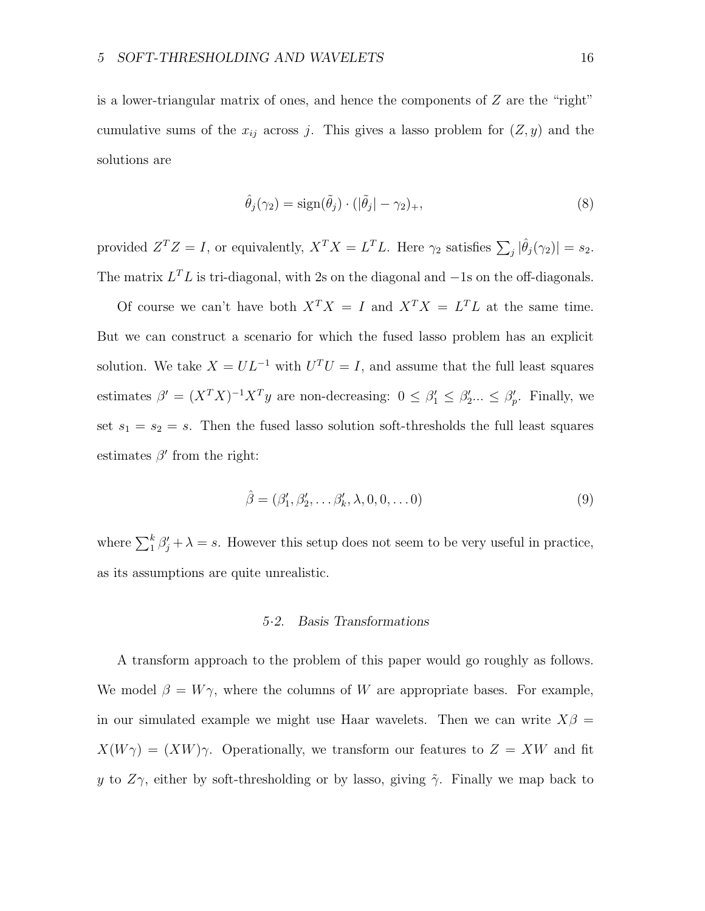is a lower-triangular matrix of ones, and hence the components of $Z$ are the "right" cumulative sums of the $x_{ij}$ across $j$. This gives a lasso problem for $(Z, y)$ and the solutions are

$$\hat{\theta}_j(\gamma_2) = \text{sign}(\tilde{\theta}_j) \cdot (|\tilde{\theta}_j| - \gamma_2)_+, \tag{8}$$

provided $Z^T Z = I$, or equivalently, $X^T X = L^T L$. Here $\gamma_2$ satisfies $\sum_j |\hat{\theta}_j(\gamma_2)| = s_2$. The matrix $L^T L$ is tri-diagonal, with 2s on the diagonal and $-1$s on the off-diagonals.

Of course we can't have both $X^T X = I$ and $X^T X = L^T L$ at the same time. But we can construct a scenario for which the fused lasso problem has an explicit solution. We take $X = UL^{-1}$ with $U^T U = I$, and assume that the full least squares estimates $\beta' = (X^T X)^{-1} X^T y$ are non-decreasing: $0 \leq \beta'_1 \leq \beta'_2 ... \leq \beta'_p$. Finally, we set $s_1 = s_2 = s$. Then the fused lasso solution soft-thresholds the full least squares estimates $\beta'$ from the right:

$$\hat{\beta} = (\beta'_1, \beta'_2, \ldots \beta'_k, \lambda, 0, 0, \ldots 0) \tag{9}$$

where $\sum_1^k \beta'_j + \lambda = s$. However this setup does not seem to be very useful in practice, as its assumptions are quite unrealistic.

### 5·2. *Basis Transformations*

A transform approach to the problem of this paper would go roughly as follows. We model $\beta = W\gamma$, where the columns of $W$ are appropriate bases. For example, in our simulated example we might use Haar wavelets. Then we can write $X\beta = X(W\gamma) = (XW)\gamma$. Operationally, we transform our features to $Z = XW$ and fit $y$ to $Z\gamma$, either by soft-thresholding or by lasso, giving $\tilde{\gamma}$. Finally we map back to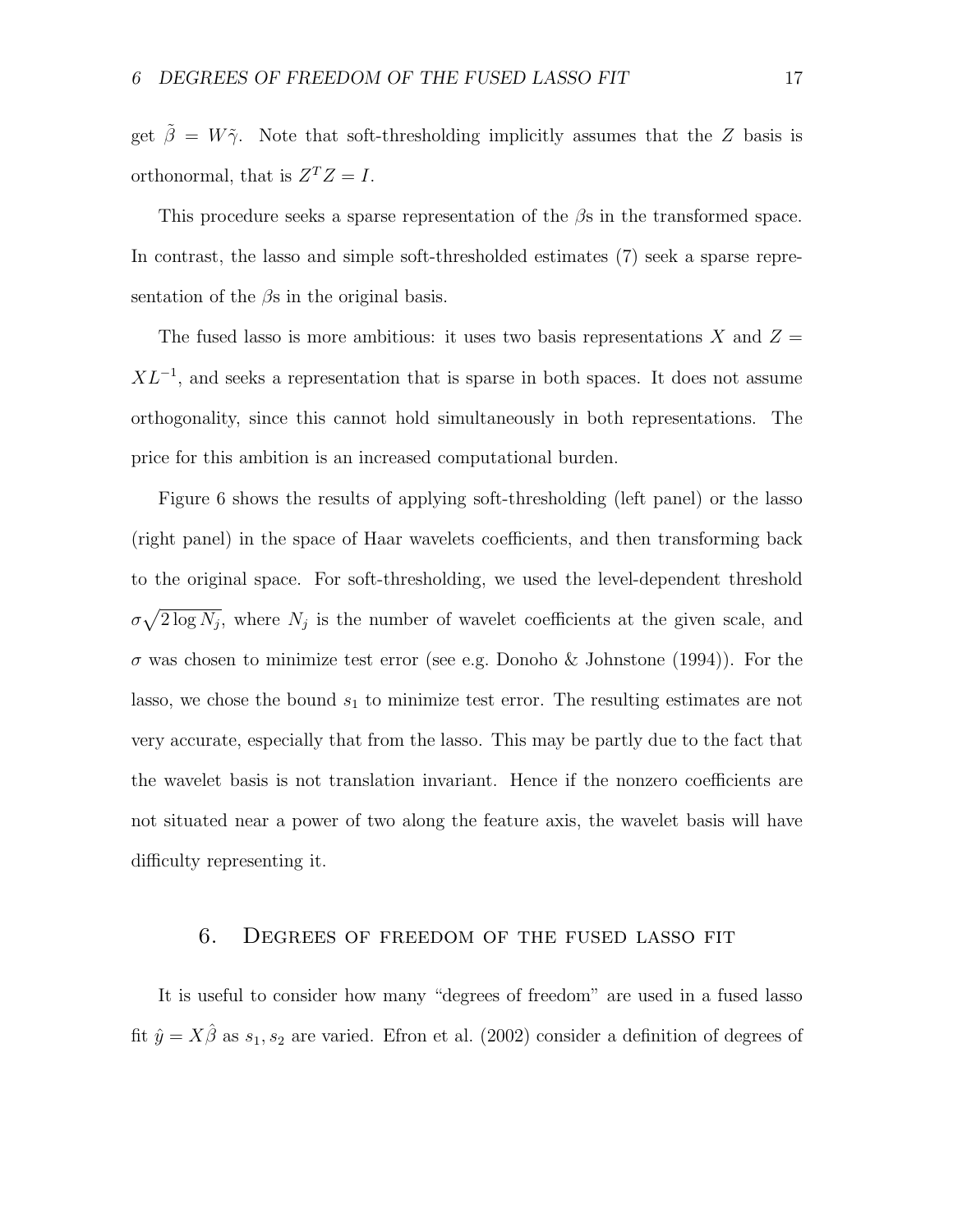get $\tilde{\beta} = W\tilde{\gamma}$. Note that soft-thresholding implicitly assumes that the $Z$ basis is orthonormal, that is $Z^T Z = I$.

This procedure seeks a sparse representation of the $\beta$s in the transformed space. In contrast, the lasso and simple soft-thresholded estimates (7) seek a sparse representation of the $\beta$s in the original basis.

The fused lasso is more ambitious: it uses two basis representations $X$ and $Z = XL^{-1}$, and seeks a representation that is sparse in both spaces. It does not assume orthogonality, since this cannot hold simultaneously in both representations. The price for this ambition is an increased computational burden.

Figure 6 shows the results of applying soft-thresholding (left panel) or the lasso (right panel) in the space of Haar wavelets coefficients, and then transforming back to the original space. For soft-thresholding, we used the level-dependent threshold $\sigma\sqrt{2\log N_j}$, where $N_j$ is the number of wavelet coefficients at the given scale, and $\sigma$ was chosen to minimize test error (see e.g. Donoho & Johnstone (1994)). For the lasso, we chose the bound $s_1$ to minimize test error. The resulting estimates are not very accurate, especially that from the lasso. This may be partly due to the fact that the wavelet basis is not translation invariant. Hence if the nonzero coefficients are not situated near a power of two along the feature axis, the wavelet basis will have difficulty representing it.

## 6. Degrees of freedom of the fused lasso fit

It is useful to consider how many "degrees of freedom" are used in a fused lasso fit $\hat{y} = X\hat{\beta}$ as $s_1, s_2$ are varied. Efron et al. (2002) consider a definition of degrees of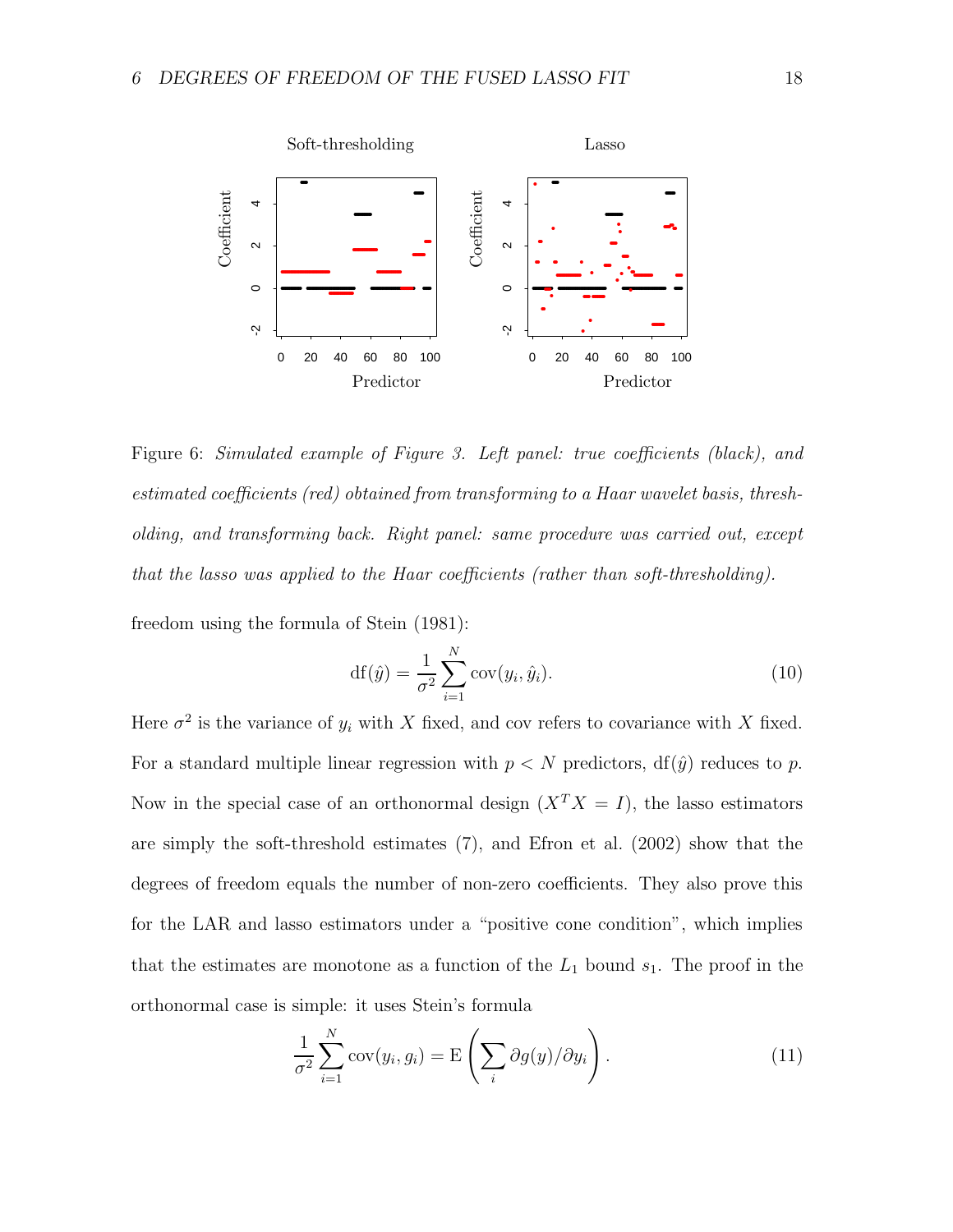Figure 6: *Simulated example of Figure 3. Left panel: true coefficients (black), and estimated coefficients (red) obtained from transforming to a Haar wavelet basis, thresholding, and transforming back. Right panel: same procedure was carried out, except that the lasso was applied to the Haar coefficients (rather than soft-thresholding).*

freedom using the formula of Stein (1981):

$$\mathrm{df}(\hat{y}) = \frac{1}{\sigma^2} \sum_{i=1}^{N} \mathrm{cov}(y_i, \hat{y}_i). \tag{10}$$

Here $\sigma^2$ is the variance of $y_i$ with $X$ fixed, and cov refers to covariance with $X$ fixed. For a standard multiple linear regression with $p < N$ predictors, $\mathrm{df}(\hat{y})$ reduces to $p$. Now in the special case of an orthonormal design ($X^T X = I$), the lasso estimators are simply the soft-threshold estimates (7), and Efron et al. (2002) show that the degrees of freedom equals the number of non-zero coefficients. They also prove this for the LAR and lasso estimators under a "positive cone condition", which implies that the estimates are monotone as a function of the $L_1$ bound $s_1$. The proof in the orthonormal case is simple: it uses Stein's formula

$$\frac{1}{\sigma^2} \sum_{i=1}^{N} \mathrm{cov}(y_i, g_i) = \mathrm{E}\left( \sum_i \partial g(y) / \partial y_i \right). \tag{11}$$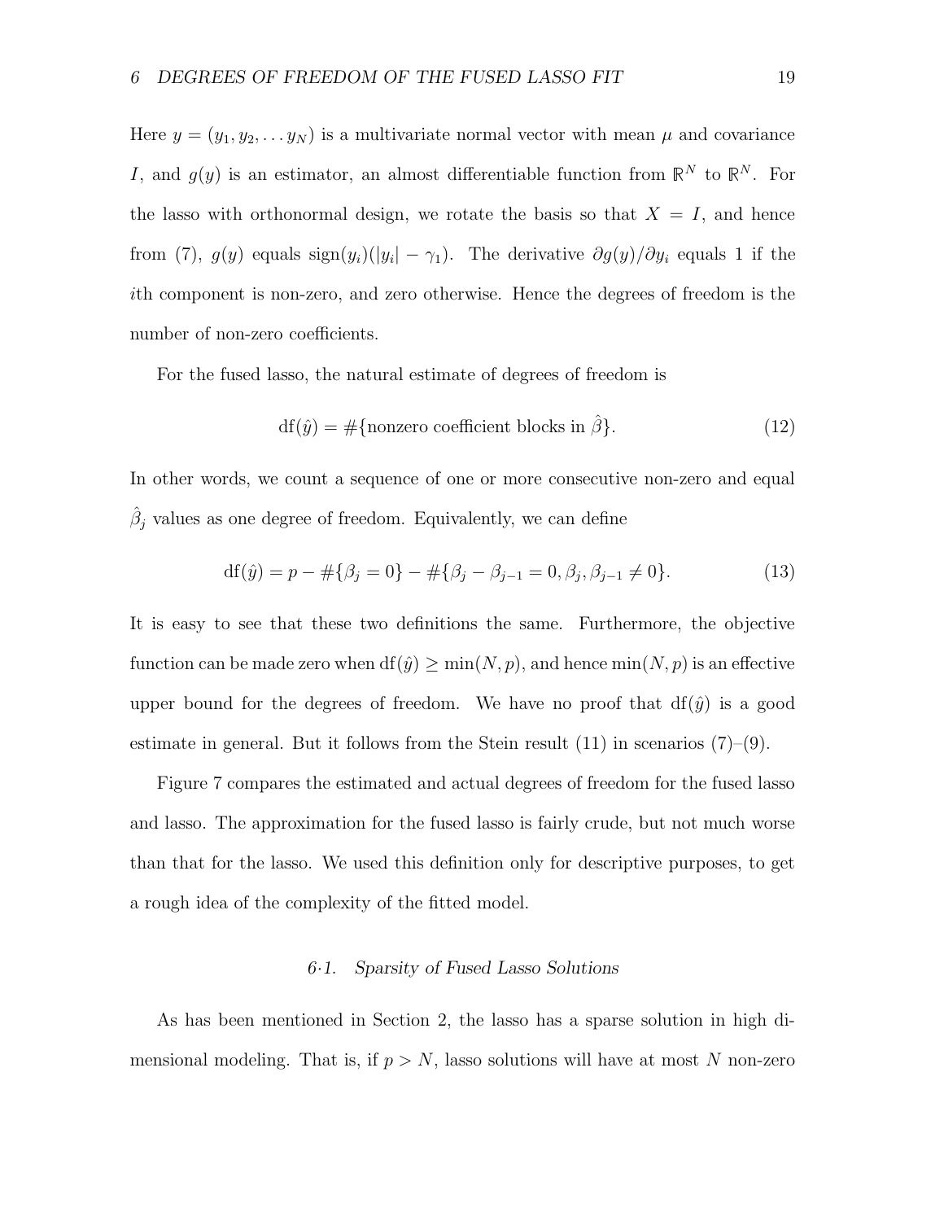Here $y = (y_1, y_2, \ldots y_N)$ is a multivariate normal vector with mean $\mu$ and covariance $I$, and $g(y)$ is an estimator, an almost differentiable function from $\mathbb{R}^N$ to $\mathbb{R}^N$. For the lasso with orthonormal design, we rotate the basis so that $X = I$, and hence from (7), $g(y)$ equals $\text{sign}(y_i)(|y_i| - \gamma_1)$. The derivative $\partial g(y)/\partial y_i$ equals 1 if the $i$th component is non-zero, and zero otherwise. Hence the degrees of freedom is the number of non-zero coefficients.

For the fused lasso, the natural estimate of degrees of freedom is

$$\text{df}(\hat{y}) = \#\{\text{nonzero coefficient blocks in } \hat{\beta}\}. \tag{12}$$

In other words, we count a sequence of one or more consecutive non-zero and equal $\hat{\beta}_j$ values as one degree of freedom. Equivalently, we can define

$$\text{df}(\hat{y}) = p - \#\{\beta_j = 0\} - \#\{\beta_j - \beta_{j-1} = 0, \beta_j, \beta_{j-1} \neq 0\}. \tag{13}$$

It is easy to see that these two definitions the same. Furthermore, the objective function can be made zero when $\text{df}(\hat{y}) \geq \min(N, p)$, and hence $\min(N, p)$ is an effective upper bound for the degrees of freedom. We have no proof that $\text{df}(\hat{y})$ is a good estimate in general. But it follows from the Stein result (11) in scenarios (7)–(9).

Figure 7 compares the estimated and actual degrees of freedom for the fused lasso and lasso. The approximation for the fused lasso is fairly crude, but not much worse than that for the lasso. We used this definition only for descriptive purposes, to get a rough idea of the complexity of the fitted model.

### 6·1. *Sparsity of Fused Lasso Solutions*

As has been mentioned in Section 2, the lasso has a sparse solution in high dimensional modeling. That is, if $p > N$, lasso solutions will have at most $N$ non-zero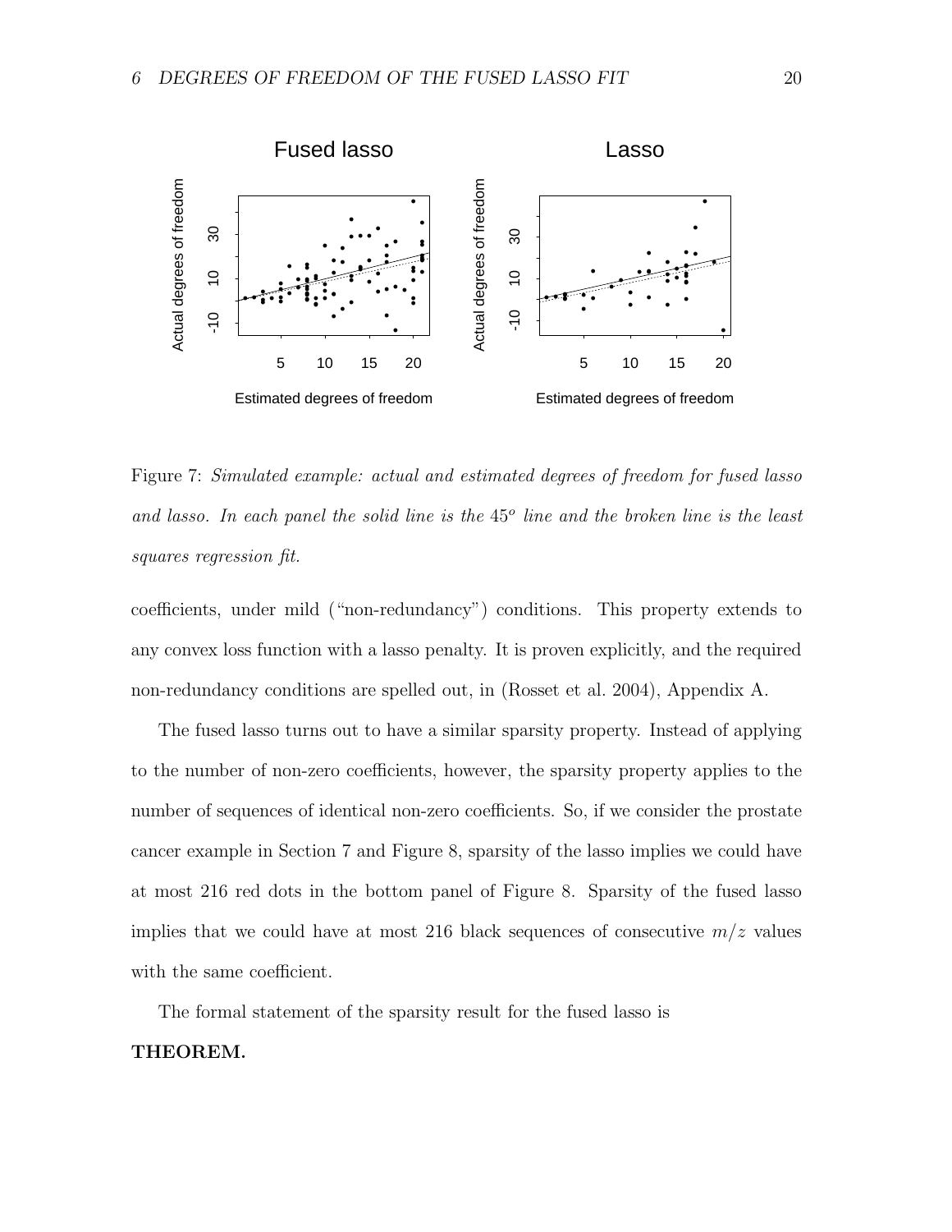Figure 7: *Simulated example: actual and estimated degrees of freedom for fused lasso and lasso. In each panel the solid line is the* $45^o$ *line and the broken line is the least squares regression fit.*

coefficients, under mild ("non-redundancy") conditions. This property extends to any convex loss function with a lasso penalty. It is proven explicitly, and the required non-redundancy conditions are spelled out, in (Rosset et al. 2004), Appendix A.

The fused lasso turns out to have a similar sparsity property. Instead of applying to the number of non-zero coefficients, however, the sparsity property applies to the number of sequences of identical non-zero coefficients. So, if we consider the prostate cancer example in Section 7 and Figure 8, sparsity of the lasso implies we could have at most 216 red dots in the bottom panel of Figure 8. Sparsity of the fused lasso implies that we could have at most 216 black sequences of consecutive $m/z$ values with the same coefficient.

The formal statement of the sparsity result for the fused lasso is

**THEOREM.**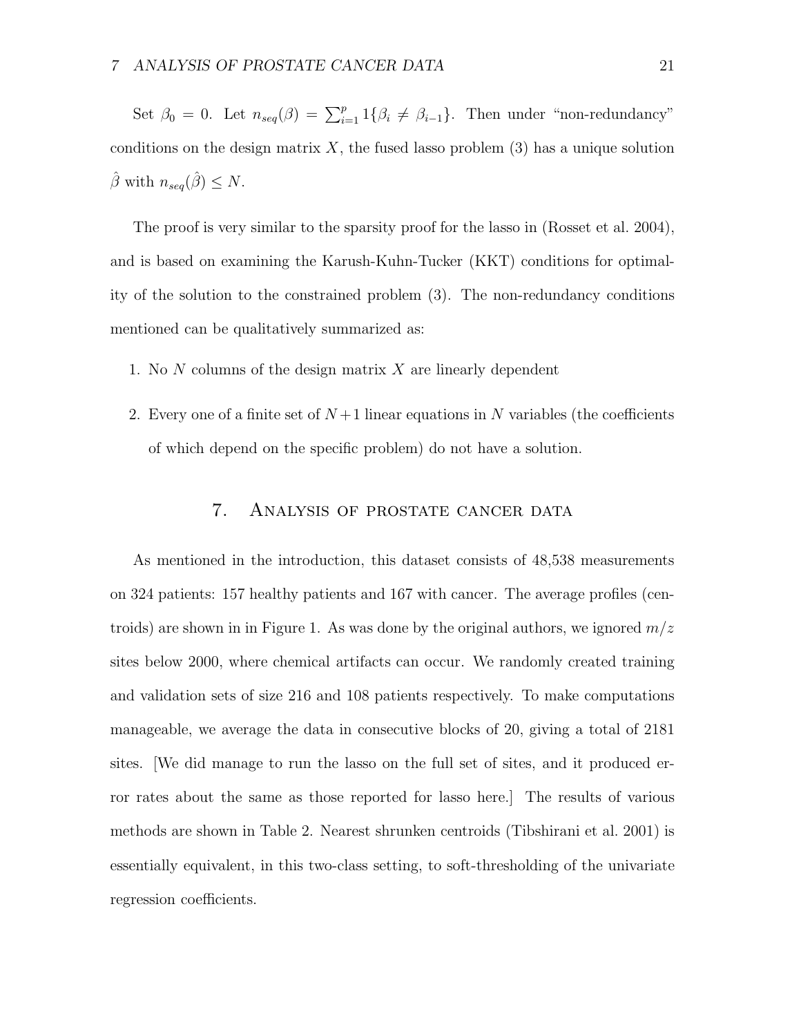Set $\beta_0 = 0$. Let $n_{seq}(\beta) = \sum_{i=1}^{p} 1\{\beta_i \neq \beta_{i-1}\}$. Then under "non-redundancy" conditions on the design matrix $X$, the fused lasso problem (3) has a unique solution $\hat{\beta}$ with $n_{seq}(\hat{\beta}) \leq N$.

The proof is very similar to the sparsity proof for the lasso in (Rosset et al. 2004), and is based on examining the Karush-Kuhn-Tucker (KKT) conditions for optimality of the solution to the constrained problem (3). The non-redundancy conditions mentioned can be qualitatively summarized as:

1. No $N$ columns of the design matrix $X$ are linearly dependent
2. Every one of a finite set of $N+1$ linear equations in $N$ variables (the coefficients of which depend on the specific problem) do not have a solution.

## 7. Analysis of prostate cancer data

As mentioned in the introduction, this dataset consists of 48,538 measurements on 324 patients: 157 healthy patients and 167 with cancer. The average profiles (centroids) are shown in in Figure 1. As was done by the original authors, we ignored $m/z$ sites below 2000, where chemical artifacts can occur. We randomly created training and validation sets of size 216 and 108 patients respectively. To make computations manageable, we average the data in consecutive blocks of 20, giving a total of 2181 sites. [We did manage to run the lasso on the full set of sites, and it produced error rates about the same as those reported for lasso here.] The results of various methods are shown in Table 2. Nearest shrunken centroids (Tibshirani et al. 2001) is essentially equivalent, in this two-class setting, to soft-thresholding of the univariate regression coefficients.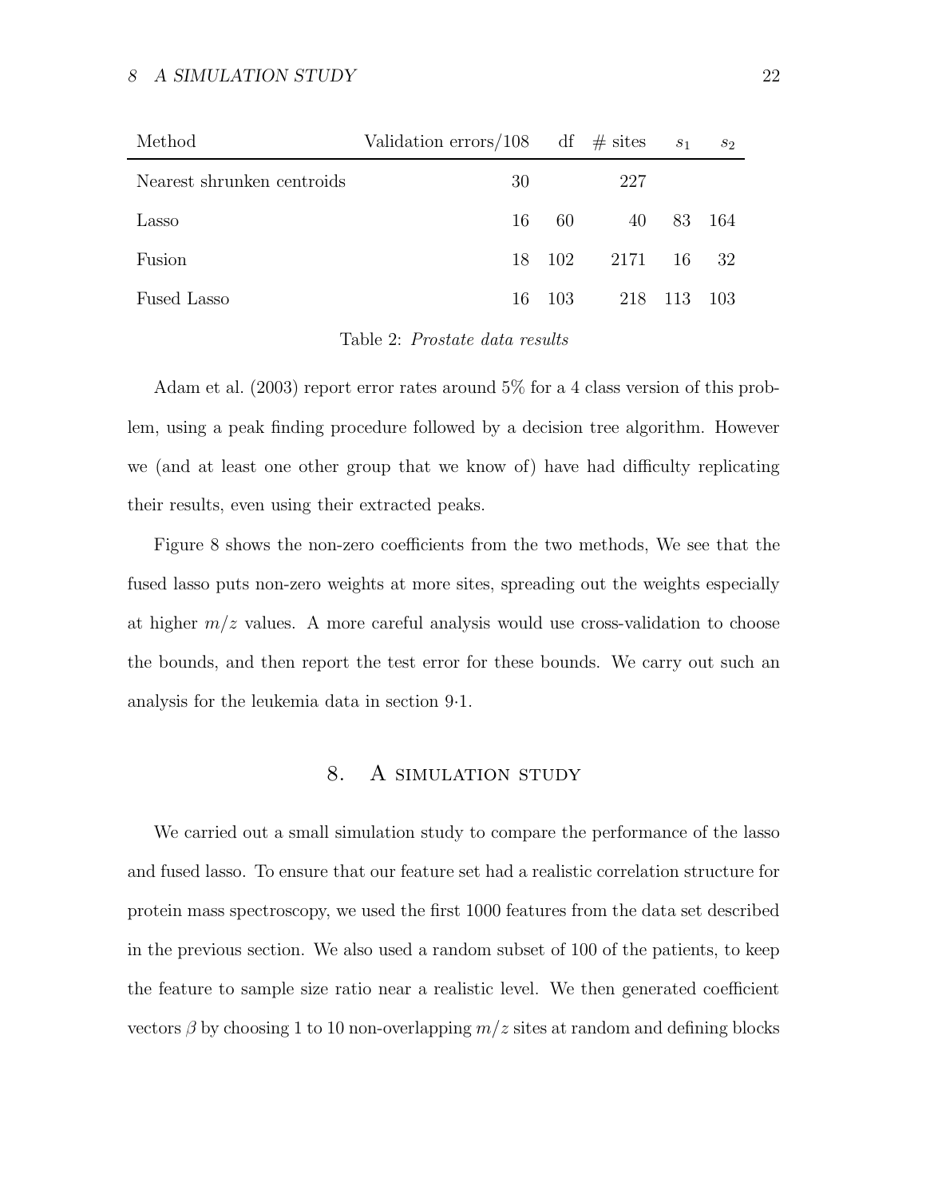| Method | Validation errors/108 | df | # sites | $s_1$ | $s_2$ |
|---|---|---|---|---|---|
| Nearest shrunken centroids | 30 | | 227 | | |
| Lasso | 16 | 60 | 40 | 83 | 164 |
| Fusion | 18 | 102 | 2171 | 16 | 32 |
| Fused Lasso | 16 | 103 | 218 | 113 | 103 |

Table 2: *Prostate data results*

Adam et al. (2003) report error rates around 5% for a 4 class version of this problem, using a peak finding procedure followed by a decision tree algorithm. However we (and at least one other group that we know of) have had difficulty replicating their results, even using their extracted peaks.

Figure 8 shows the non-zero coefficients from the two methods, We see that the fused lasso puts non-zero weights at more sites, spreading out the weights especially at higher $m/z$ values. A more careful analysis would use cross-validation to choose the bounds, and then report the test error for these bounds. We carry out such an analysis for the leukemia data in section 9·1.

## 8. A simulation study

We carried out a small simulation study to compare the performance of the lasso and fused lasso. To ensure that our feature set had a realistic correlation structure for protein mass spectroscopy, we used the first 1000 features from the data set described in the previous section. We also used a random subset of 100 of the patients, to keep the feature to sample size ratio near a realistic level. We then generated coefficient vectors $\beta$ by choosing 1 to 10 non-overlapping $m/z$ sites at random and defining blocks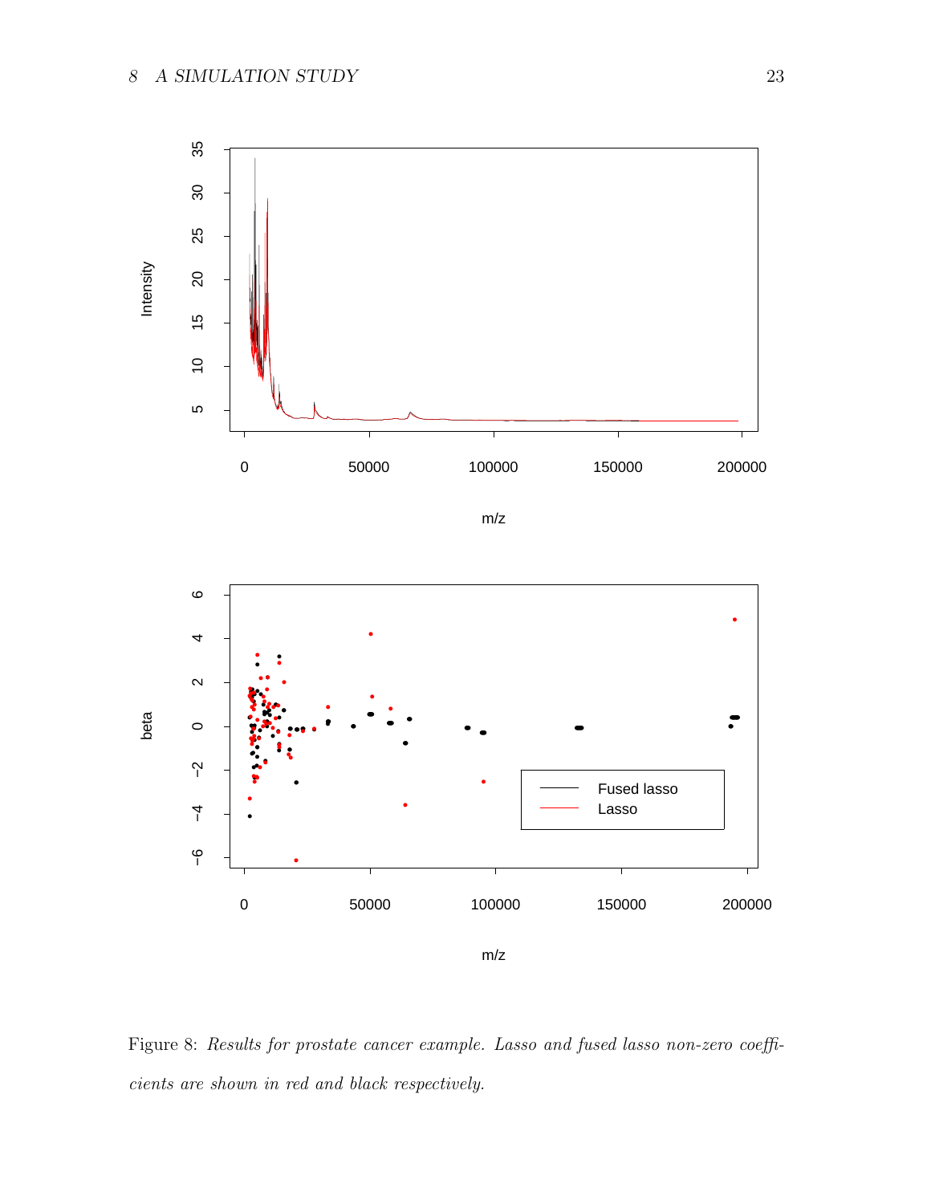Figure 8: *Results for prostate cancer example. Lasso and fused lasso non-zero coefficients are shown in red and black respectively.*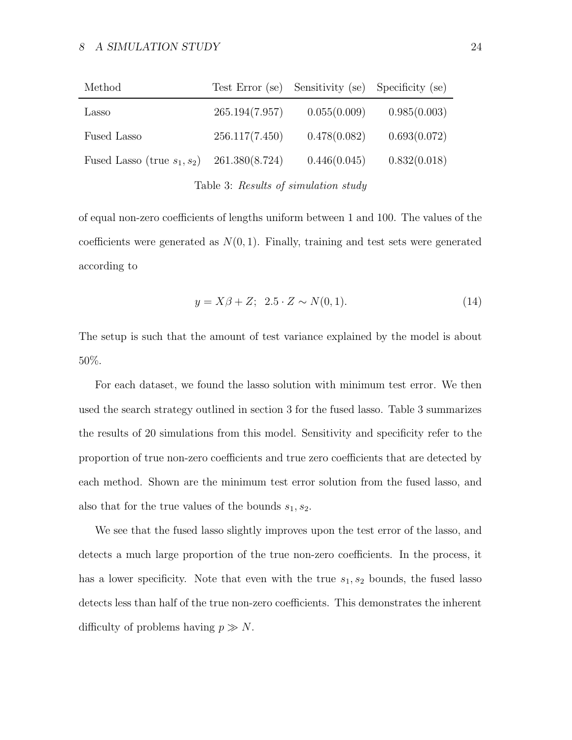| Method | Test Error (se) | Sensitivity (se) | Specificity (se) |
|---|---|---|---|
| Lasso | 265.194(7.957) | 0.055(0.009) | 0.985(0.003) |
| Fused Lasso | 256.117(7.450) | 0.478(0.082) | 0.693(0.072) |
| Fused Lasso (true $s_1, s_2$) | 261.380(8.724) | 0.446(0.045) | 0.832(0.018) |

Table 3: *Results of simulation study*

of equal non-zero coefficients of lengths uniform between 1 and 100. The values of the coefficients were generated as $N(0, 1)$. Finally, training and test sets were generated according to

$$y = X\beta + Z; \;\; 2.5 \cdot Z \sim N(0, 1). \tag{14}$$

The setup is such that the amount of test variance explained by the model is about 50%.

For each dataset, we found the lasso solution with minimum test error. We then used the search strategy outlined in section 3 for the fused lasso. Table 3 summarizes the results of 20 simulations from this model. Sensitivity and specificity refer to the proportion of true non-zero coefficients and true zero coefficients that are detected by each method. Shown are the minimum test error solution from the fused lasso, and also that for the true values of the bounds $s_1, s_2$.

We see that the fused lasso slightly improves upon the test error of the lasso, and detects a much large proportion of the true non-zero coefficients. In the process, it has a lower specificity. Note that even with the true $s_1, s_2$ bounds, the fused lasso detects less than half of the true non-zero coefficients. This demonstrates the inherent difficulty of problems having $p \gg N$.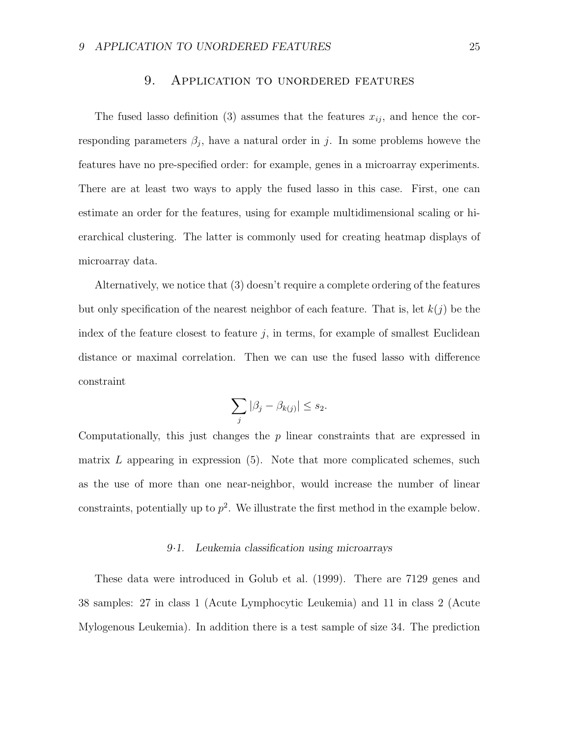## 9. Application to unordered features

The fused lasso definition (3) assumes that the features $x_{ij}$, and hence the corresponding parameters $\beta_j$, have a natural order in $j$. In some problems howeve the features have no pre-specified order: for example, genes in a microarray experiments. There are at least two ways to apply the fused lasso in this case. First, one can estimate an order for the features, using for example multidimensional scaling or hierarchical clustering. The latter is commonly used for creating heatmap displays of microarray data.

Alternatively, we notice that (3) doesn't require a complete ordering of the features but only specification of the nearest neighbor of each feature. That is, let $k(j)$ be the index of the feature closest to feature $j$, in terms, for example of smallest Euclidean distance or maximal correlation. Then we can use the fused lasso with difference constraint

$$\sum_j |\beta_j - \beta_{k(j)}| \leq s_2.$$

Computationally, this just changes the $p$ linear constraints that are expressed in matrix $L$ appearing in expression (5). Note that more complicated schemes, such as the use of more than one near-neighbor, would increase the number of linear constraints, potentially up to $p^2$. We illustrate the first method in the example below.

### 9·1. *Leukemia classification using microarrays*

These data were introduced in Golub et al. (1999). There are 7129 genes and 38 samples: 27 in class 1 (Acute Lymphocytic Leukemia) and 11 in class 2 (Acute Mylogenous Leukemia). In addition there is a test sample of size 34. The prediction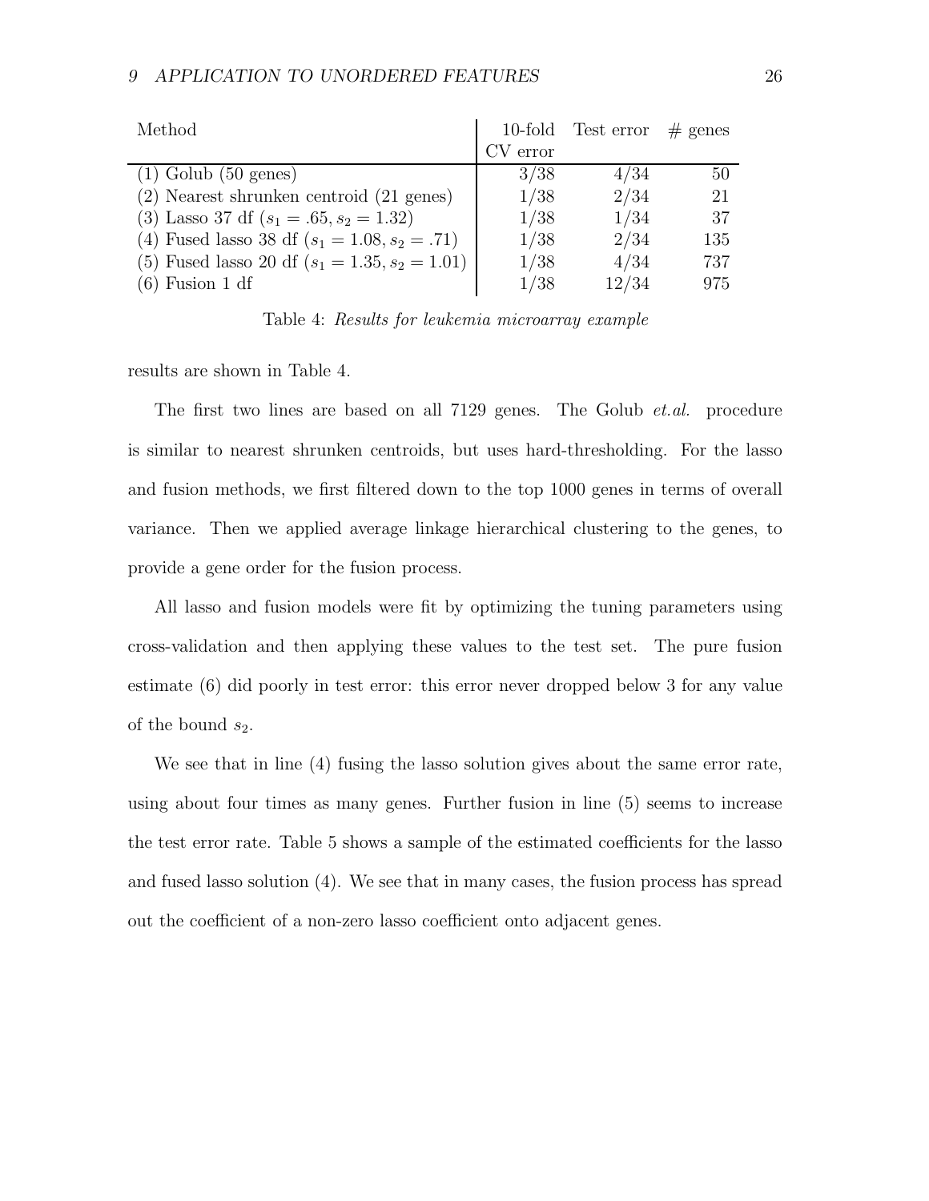| Method | 10-fold CV error | Test error | # genes |
|---|---|---|---|
| (1) Golub (50 genes) | 3/38 | 4/34 | 50 |
| (2) Nearest shrunken centroid (21 genes) | 1/38 | 2/34 | 21 |
| (3) Lasso 37 df ($s_1 = .65, s_2 = 1.32$) | 1/38 | 1/34 | 37 |
| (4) Fused lasso 38 df ($s_1 = 1.08, s_2 = .71$) | 1/38 | 2/34 | 135 |
| (5) Fused lasso 20 df ($s_1 = 1.35, s_2 = 1.01$) | 1/38 | 4/34 | 737 |
| (6) Fusion 1 df | 1/38 | 12/34 | 975 |

Table 4: *Results for leukemia microarray example*

results are shown in Table 4.

The first two lines are based on all 7129 genes. The Golub *et.al.* procedure is similar to nearest shrunken centroids, but uses hard-thresholding. For the lasso and fusion methods, we first filtered down to the top 1000 genes in terms of overall variance. Then we applied average linkage hierarchical clustering to the genes, to provide a gene order for the fusion process.

All lasso and fusion models were fit by optimizing the tuning parameters using cross-validation and then applying these values to the test set. The pure fusion estimate (6) did poorly in test error: this error never dropped below 3 for any value of the bound $s_2$.

We see that in line (4) fusing the lasso solution gives about the same error rate, using about four times as many genes. Further fusion in line (5) seems to increase the test error rate. Table 5 shows a sample of the estimated coefficients for the lasso and fused lasso solution (4). We see that in many cases, the fusion process has spread out the coefficient of a non-zero lasso coefficient onto adjacent genes.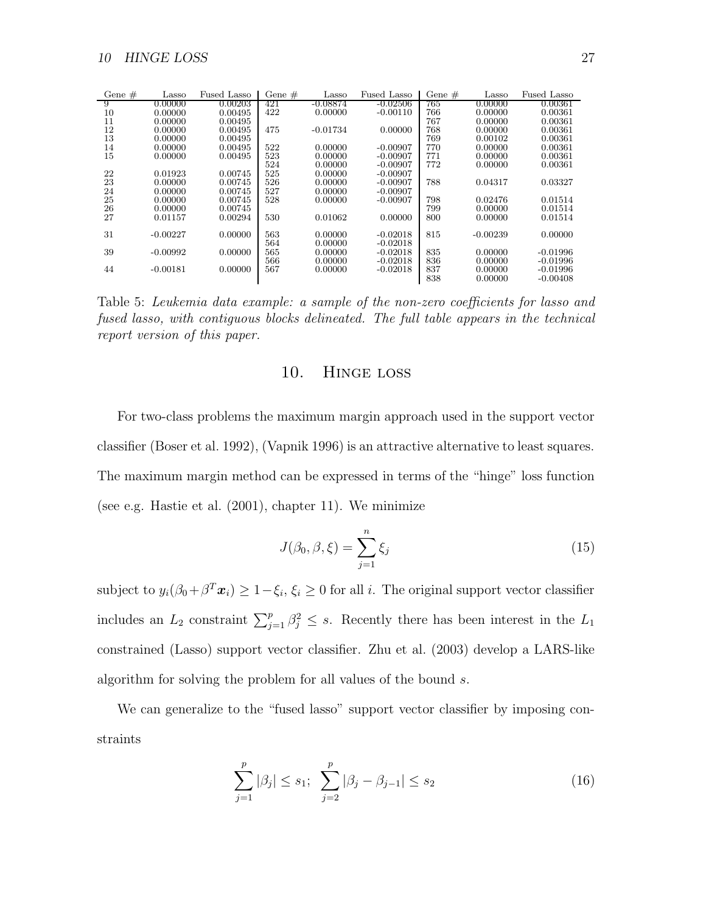| Gene # | Lasso | Fused Lasso | Gene # | Lasso | Fused Lasso | Gene # | Lasso | Fused Lasso |
|---|---|---|---|---|---|---|---|---|
| 9 | 0.00000 | 0.00203 | 421 | -0.08874 | -0.02506 | 765 | 0.00000 | 0.00361 |
| 10 | 0.00000 | 0.00495 | 422 | 0.00000 | -0.00110 | 766 | 0.00000 | 0.00361 |
| 11 | 0.00000 | 0.00495 | | | | 767 | 0.00000 | 0.00361 |
| 12 | 0.00000 | 0.00495 | 475 | -0.01734 | 0.00000 | 768 | 0.00000 | 0.00361 |
| 13 | 0.00000 | 0.00495 | | | | 769 | 0.00102 | 0.00361 |
| 14 | 0.00000 | 0.00495 | 522 | 0.00000 | -0.00907 | 770 | 0.00000 | 0.00361 |
| 15 | 0.00000 | 0.00495 | 523 | 0.00000 | -0.00907 | 771 | 0.00000 | 0.00361 |
| | | | 524 | 0.00000 | -0.00907 | 772 | 0.00000 | 0.00361 |
| 22 | 0.01923 | 0.00745 | 525 | 0.00000 | -0.00907 | | | |
| 23 | 0.00000 | 0.00745 | 526 | 0.00000 | -0.00907 | 788 | 0.04317 | 0.03327 |
| 24 | 0.00000 | 0.00745 | 527 | 0.00000 | -0.00907 | | | |
| 25 | 0.00000 | 0.00745 | 528 | 0.00000 | -0.00907 | 798 | 0.02476 | 0.01514 |
| 26 | 0.00000 | 0.00745 | | | | 799 | 0.00000 | 0.01514 |
| 27 | 0.01157 | 0.00294 | 530 | 0.01062 | 0.00000 | 800 | 0.00000 | 0.01514 |
| 31 | -0.00227 | 0.00000 | 563 | 0.00000 | -0.02018 | 815 | -0.00239 | 0.00000 |
| | | | 564 | 0.00000 | -0.02018 | | | |
| 39 | -0.00992 | 0.00000 | 565 | 0.00000 | -0.02018 | 835 | 0.00000 | -0.01996 |
| | | | 566 | 0.00000 | -0.02018 | 836 | 0.00000 | -0.01996 |
| 44 | -0.00181 | 0.00000 | 567 | 0.00000 | -0.02018 | 837 | 0.00000 | -0.01996 |
| | | | | | | 838 | 0.00000 | -0.00408 |

Table 5: *Leukemia data example: a sample of the non-zero coefficients for lasso and fused lasso, with contiguous blocks delineated. The full table appears in the technical report version of this paper.*

## 10. Hinge loss

For two-class problems the maximum margin approach used in the support vector classifier (Boser et al. 1992), (Vapnik 1996) is an attractive alternative to least squares. The maximum margin method can be expressed in terms of the "hinge" loss function (see e.g. Hastie et al. (2001), chapter 11). We minimize

$$J(\beta_0, \beta, \xi) = \sum_{j=1}^{n} \xi_j \tag{15}$$

subject to $y_i(\beta_0 + \beta^T \boldsymbol{x}_i) \geq 1 - \xi_i$, $\xi_i \geq 0$ for all $i$. The original support vector classifier includes an $L_2$ constraint $\sum_{j=1}^{p} \beta_j^2 \leq s$. Recently there has been interest in the $L_1$ constrained (Lasso) support vector classifier. Zhu et al. (2003) develop a LARS-like algorithm for solving the problem for all values of the bound $s$.

We can generalize to the "fused lasso" support vector classifier by imposing constraints

$$\sum_{j=1}^{p} |\beta_j| \leq s_1; \;\; \sum_{j=2}^{p} |\beta_j - \beta_{j-1}| \leq s_2 \tag{16}$$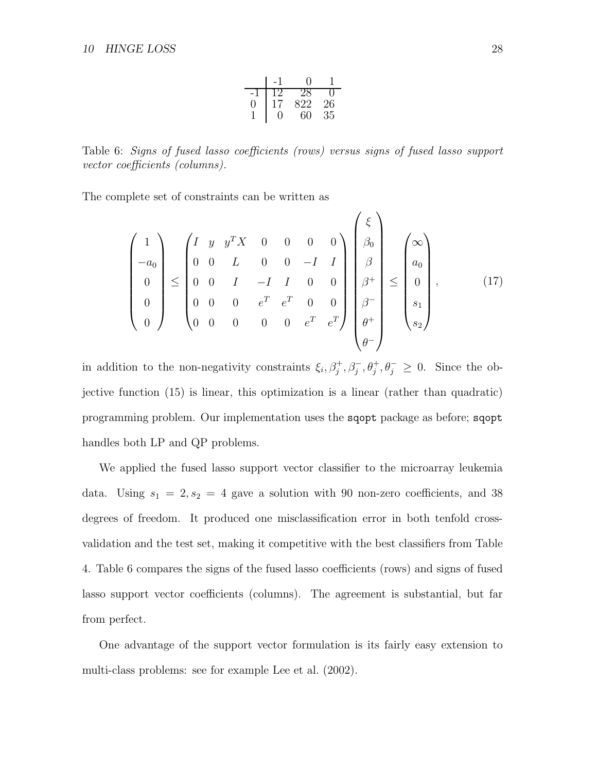| | -1 | 0 | 1 |
|---|---|---|---|
| -1 | 12 | 28 | 0 |
| 0 | 17 | 822 | 26 |
| 1 | 0 | 60 | 35 |

Table 6: *Signs of fused lasso coefficients (rows) versus signs of fused lasso support vector coefficients (columns).*

The complete set of constraints can be written as

$$\begin{pmatrix} 1 \\ -a_0 \\ 0 \\ 0 \\ 0 \end{pmatrix} \leq \begin{pmatrix} I & y & y^T X & 0 & 0 & 0 & 0 \\ 0 & 0 & L & 0 & 0 & -I & I \\ 0 & 0 & I & -I & I & 0 & 0 \\ 0 & 0 & 0 & e^T & e^T & 0 & 0 \\ 0 & 0 & 0 & 0 & 0 & e^T & e^T \end{pmatrix} \begin{pmatrix} \xi \\ \beta_0 \\ \beta \\ \beta^+ \\ \beta^- \\ \theta^+ \\ \theta^- \end{pmatrix} \leq \begin{pmatrix} \infty \\ a_0 \\ 0 \\ s_1 \\ s_2 \end{pmatrix}, \tag{17}$$

in addition to the non-negativity constraints $\xi_i, \beta_j^+, \beta_j^-, \theta_j^+, \theta_j^- \geq 0$. Since the objective function (15) is linear, this optimization is a linear (rather than quadratic) programming problem. Our implementation uses the `sqopt` package as before; `sqopt` handles both LP and QP problems.

We applied the fused lasso support vector classifier to the microarray leukemia data. Using $s_1 = 2, s_2 = 4$ gave a solution with 90 non-zero coefficients, and 38 degrees of freedom. It produced one misclassification error in both tenfold cross-validation and the test set, making it competitive with the best classifiers from Table 4. Table 6 compares the signs of the fused lasso coefficients (rows) and signs of fused lasso support vector coefficients (columns). The agreement is substantial, but far from perfect.

One advantage of the support vector formulation is its fairly easy extension to multi-class problems: see for example Lee et al. (2002).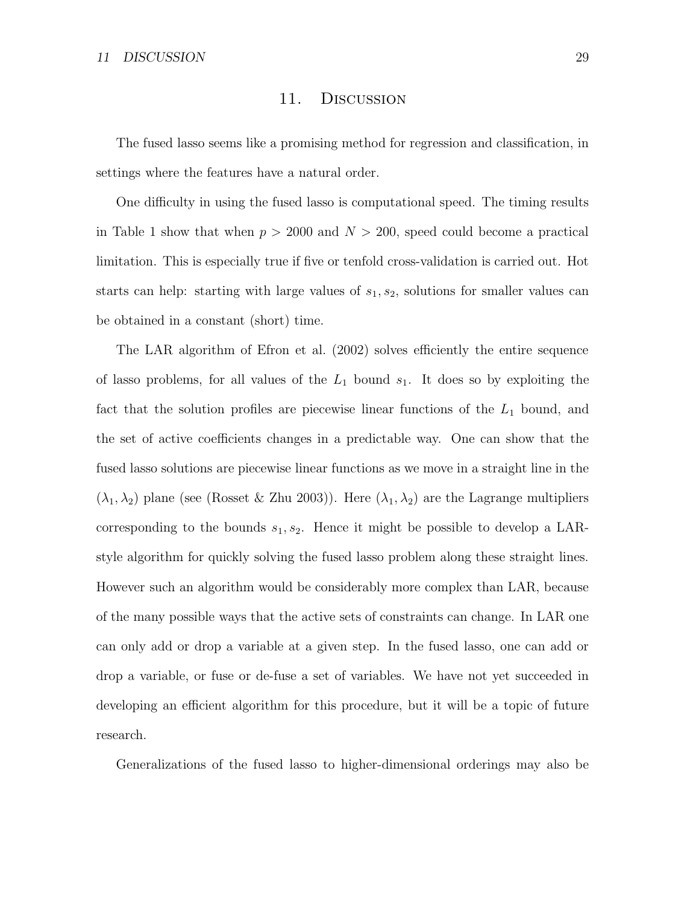# 11. Discussion

The fused lasso seems like a promising method for regression and classification, in settings where the features have a natural order.

One difficulty in using the fused lasso is computational speed. The timing results in Table 1 show that when $p > 2000$ and $N > 200$, speed could become a practical limitation. This is especially true if five or tenfold cross-validation is carried out. Hot starts can help: starting with large values of $s_1, s_2$, solutions for smaller values can be obtained in a constant (short) time.

The LAR algorithm of Efron et al. (2002) solves efficiently the entire sequence of lasso problems, for all values of the $L_1$ bound $s_1$. It does so by exploiting the fact that the solution profiles are piecewise linear functions of the $L_1$ bound, and the set of active coefficients changes in a predictable way. One can show that the fused lasso solutions are piecewise linear functions as we move in a straight line in the $(\lambda_1, \lambda_2)$ plane (see (Rosset & Zhu 2003)). Here $(\lambda_1, \lambda_2)$ are the Lagrange multipliers corresponding to the bounds $s_1, s_2$. Hence it might be possible to develop a LAR-style algorithm for quickly solving the fused lasso problem along these straight lines. However such an algorithm would be considerably more complex than LAR, because of the many possible ways that the active sets of constraints can change. In LAR one can only add or drop a variable at a given step. In the fused lasso, one can add or drop a variable, or fuse or de-fuse a set of variables. We have not yet succeeded in developing an efficient algorithm for this procedure, but it will be a topic of future research.

Generalizations of the fused lasso to higher-dimensional orderings may also be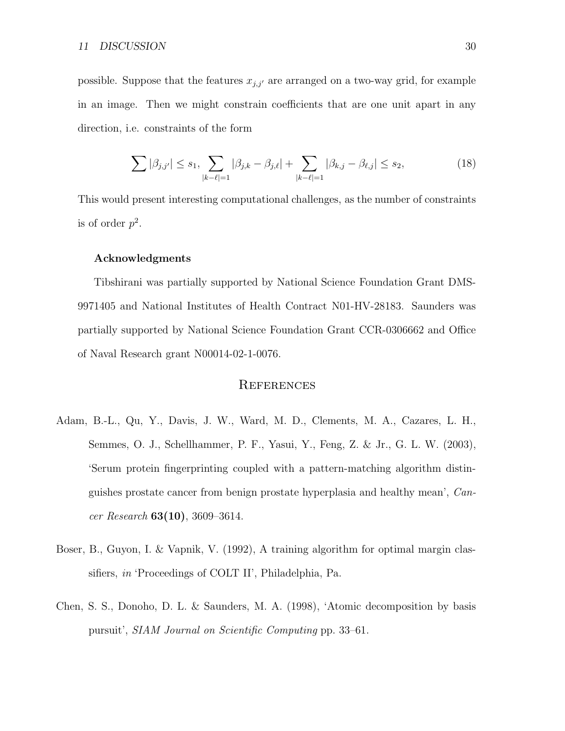possible. Suppose that the features $x_{j,j'}$ are arranged on a two-way grid, for example in an image. Then we might constrain coefficients that are one unit apart in any direction, i.e. constraints of the form

$$\sum |\beta_{j,j'}| \leq s_1, \sum_{|k-\ell|=1} |\beta_{j,k} - \beta_{j,\ell}| + \sum_{|k-\ell|=1} |\beta_{k,j} - \beta_{\ell,j}| \leq s_2, \tag{18}$$

This would present interesting computational challenges, as the number of constraints is of order $p^2$.

### Acknowledgments

Tibshirani was partially supported by National Science Foundation Grant DMS-9971405 and National Institutes of Health Contract N01-HV-28183. Saunders was partially supported by National Science Foundation Grant CCR-0306662 and Office of Naval Research grant N00014-02-1-0076.

## References

Adam, B.-L., Qu, Y., Davis, J. W., Ward, M. D., Clements, M. A., Cazares, L. H., Semmes, O. J., Schellhammer, P. F., Yasui, Y., Feng, Z. & Jr., G. L. W. (2003), 'Serum protein fingerprinting coupled with a pattern-matching algorithm distinguishes prostate cancer from benign prostate hyperplasia and healthy mean', *Cancer Research* **63(10)**, 3609–3614.

Boser, B., Guyon, I. & Vapnik, V. (1992), A training algorithm for optimal margin classifiers, *in* 'Proceedings of COLT II', Philadelphia, Pa.

Chen, S. S., Donoho, D. L. & Saunders, M. A. (1998), 'Atomic decomposition by basis pursuit', *SIAM Journal on Scientific Computing* pp. 33–61.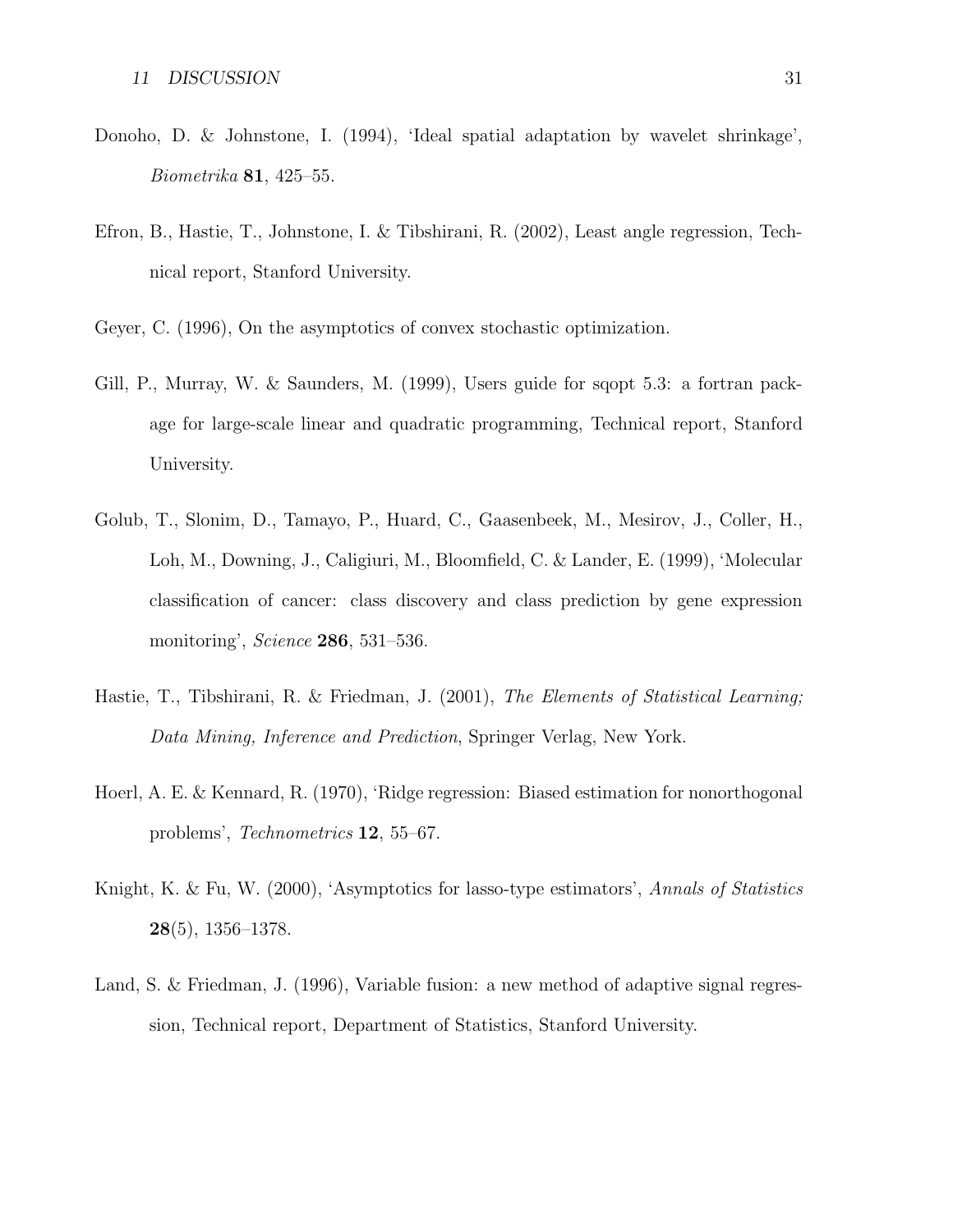Donoho, D. & Johnstone, I. (1994), 'Ideal spatial adaptation by wavelet shrinkage', *Biometrika* **81**, 425–55.

Efron, B., Hastie, T., Johnstone, I. & Tibshirani, R. (2002), Least angle regression, Technical report, Stanford University.

Geyer, C. (1996), On the asymptotics of convex stochastic optimization.

Gill, P., Murray, W. & Saunders, M. (1999), Users guide for sqopt 5.3: a fortran package for large-scale linear and quadratic programming, Technical report, Stanford University.

Golub, T., Slonim, D., Tamayo, P., Huard, C., Gaasenbeek, M., Mesirov, J., Coller, H., Loh, M., Downing, J., Caligiuri, M., Bloomfield, C. & Lander, E. (1999), 'Molecular classification of cancer: class discovery and class prediction by gene expression monitoring', *Science* **286**, 531–536.

Hastie, T., Tibshirani, R. & Friedman, J. (2001), *The Elements of Statistical Learning; Data Mining, Inference and Prediction*, Springer Verlag, New York.

Hoerl, A. E. & Kennard, R. (1970), 'Ridge regression: Biased estimation for nonorthogonal problems', *Technometrics* **12**, 55–67.

Knight, K. & Fu, W. (2000), 'Asymptotics for lasso-type estimators', *Annals of Statistics* **28**(5), 1356–1378.

Land, S. & Friedman, J. (1996), Variable fusion: a new method of adaptive signal regression, Technical report, Department of Statistics, Stanford University.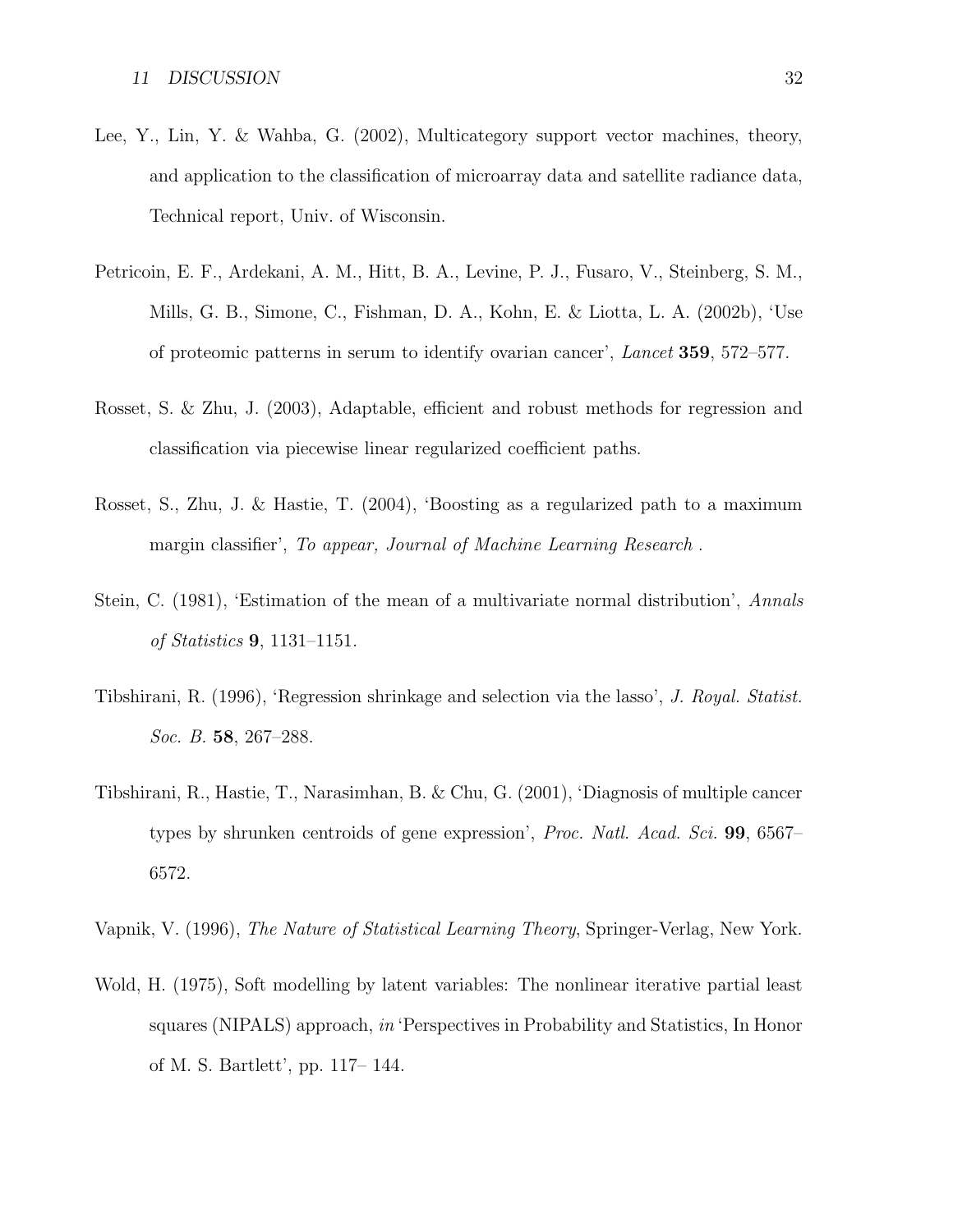Lee, Y., Lin, Y. & Wahba, G. (2002), Multicategory support vector machines, theory, and application to the classification of microarray data and satellite radiance data, Technical report, Univ. of Wisconsin.

Petricoin, E. F., Ardekani, A. M., Hitt, B. A., Levine, P. J., Fusaro, V., Steinberg, S. M., Mills, G. B., Simone, C., Fishman, D. A., Kohn, E. & Liotta, L. A. (2002b), 'Use of proteomic patterns in serum to identify ovarian cancer', *Lancet* **359**, 572–577.

Rosset, S. & Zhu, J. (2003), Adaptable, efficient and robust methods for regression and classification via piecewise linear regularized coefficient paths.

Rosset, S., Zhu, J. & Hastie, T. (2004), 'Boosting as a regularized path to a maximum margin classifier', *To appear, Journal of Machine Learning Research* .

Stein, C. (1981), 'Estimation of the mean of a multivariate normal distribution', *Annals of Statistics* **9**, 1131–1151.

Tibshirani, R. (1996), 'Regression shrinkage and selection via the lasso', *J. Royal. Statist. Soc. B.* **58**, 267–288.

Tibshirani, R., Hastie, T., Narasimhan, B. & Chu, G. (2001), 'Diagnosis of multiple cancer types by shrunken centroids of gene expression', *Proc. Natl. Acad. Sci.* **99**, 6567–6572.

Vapnik, V. (1996), *The Nature of Statistical Learning Theory*, Springer-Verlag, New York.

Wold, H. (1975), Soft modelling by latent variables: The nonlinear iterative partial least squares (NIPALS) approach, *in* 'Perspectives in Probability and Statistics, In Honor of M. S. Bartlett', pp. 117– 144.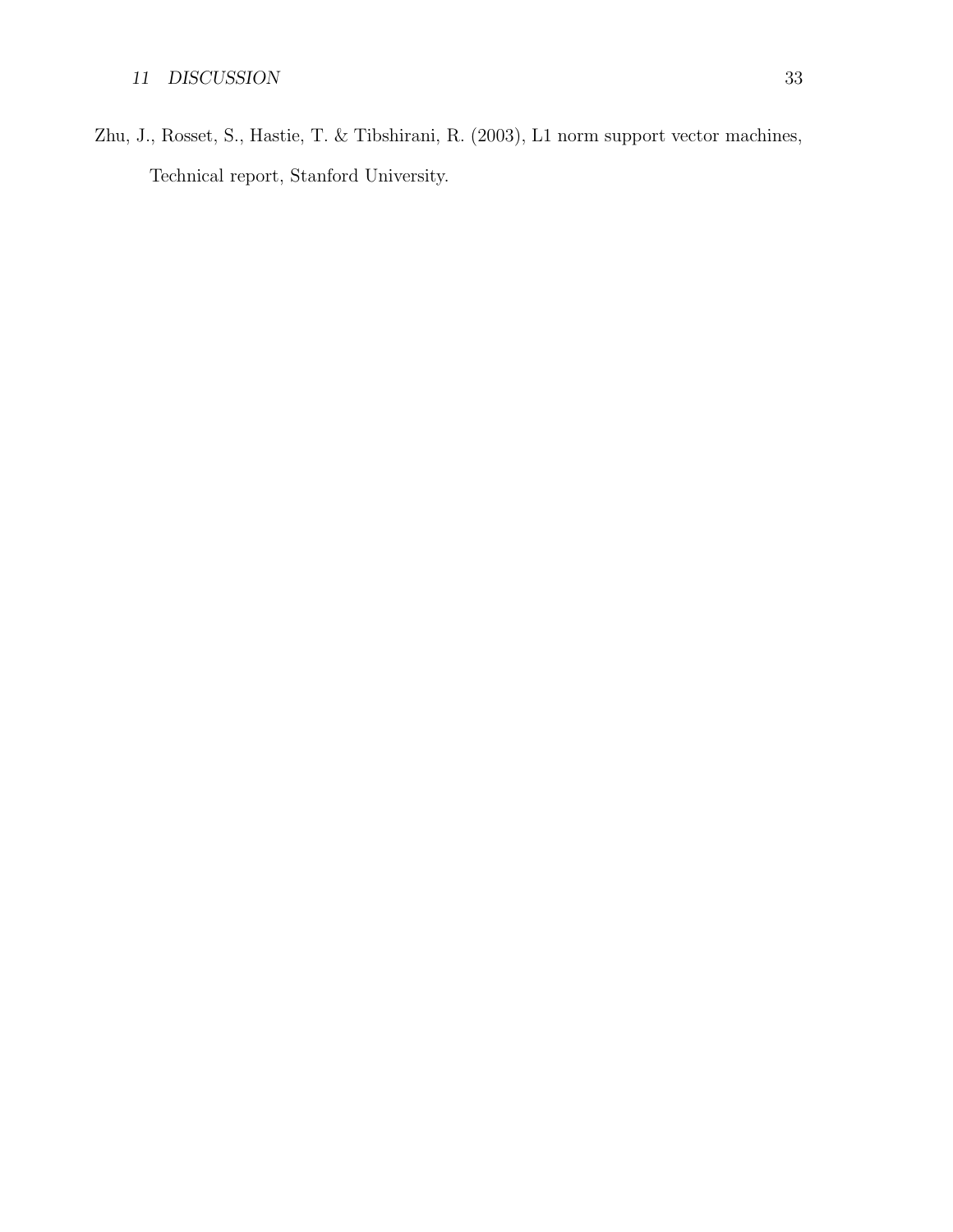Zhu, J., Rosset, S., Hastie, T. & Tibshirani, R. (2003), L1 norm support vector machines, Technical report, Stanford University.